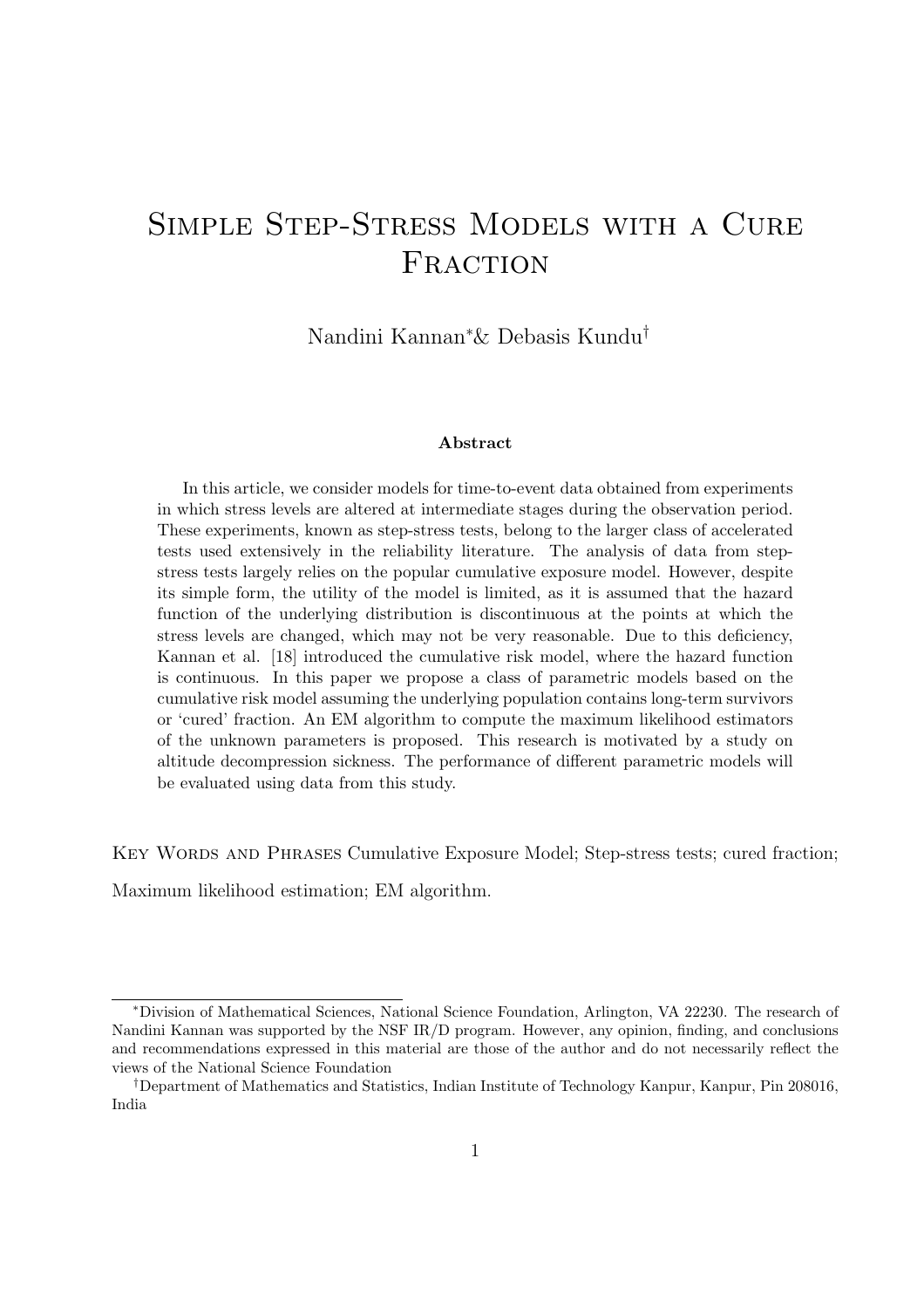# Simple Step-Stress Models with a Cure Fraction

Nandini Kannan[*] & Debasis Kundu[†]

**Abstract**

In this article, we consider models for time-to-event data obtained from experiments in which stress levels are altered at intermediate stages during the observation period. These experiments, known as step-stress tests, belong to the larger class of accelerated tests used extensively in the reliability literature. The analysis of data from step-stress tests largely relies on the popular cumulative exposure model. However, despite its simple form, the utility of the model is limited, as it is assumed that the hazard function of the underlying distribution is discontinuous at the points at which the stress levels are changed, which may not be very reasonable. Due to this deficiency, Kannan et al. [18] introduced the cumulative risk model, where the hazard function is continuous. In this paper we propose a class of parametric models based on the cumulative risk model assuming the underlying population contains long-term survivors or 'cured' fraction. An EM algorithm to compute the maximum likelihood estimators of the unknown parameters is proposed. This research is motivated by a study on altitude decompression sickness. The performance of different parametric models will be evaluated using data from this study.

Key Words and Phrases Cumulative Exposure Model; Step-stress tests; cured fraction; Maximum likelihood estimation; EM algorithm.

---

[*] Division of Mathematical Sciences, National Science Foundation, Arlington, VA 22230. The research of Nandini Kannan was supported by the NSF IR/D program. However, any opinion, finding, and conclusions and recommendations expressed in this material are those of the author and do not necessarily reflect the views of the National Science Foundation

[†] Department of Mathematics and Statistics, Indian Institute of Technology Kanpur, Kanpur, Pin 208016, India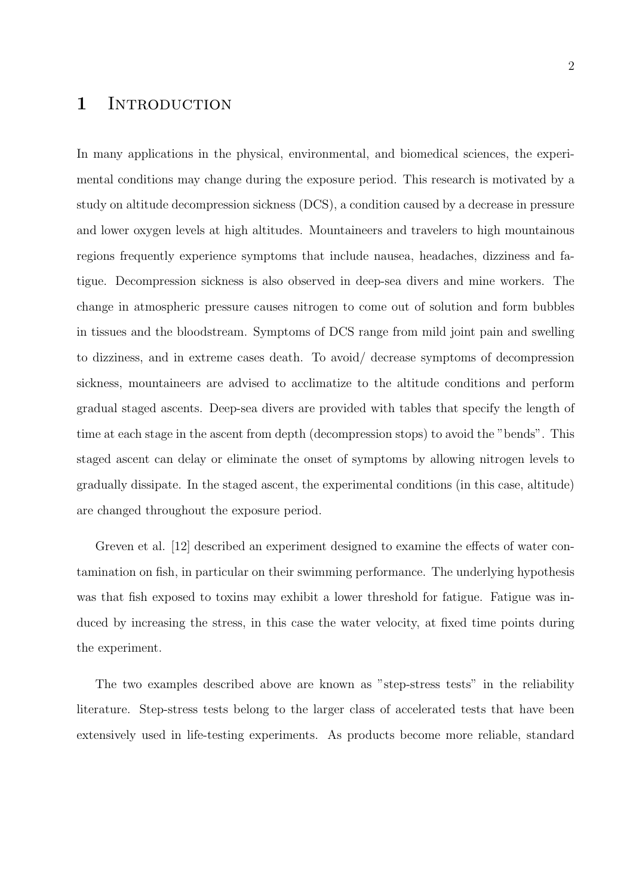# 1 Introduction

In many applications in the physical, environmental, and biomedical sciences, the experimental conditions may change during the exposure period. This research is motivated by a study on altitude decompression sickness (DCS), a condition caused by a decrease in pressure and lower oxygen levels at high altitudes. Mountaineers and travelers to high mountainous regions frequently experience symptoms that include nausea, headaches, dizziness and fatigue. Decompression sickness is also observed in deep-sea divers and mine workers. The change in atmospheric pressure causes nitrogen to come out of solution and form bubbles in tissues and the bloodstream. Symptoms of DCS range from mild joint pain and swelling to dizziness, and in extreme cases death. To avoid/ decrease symptoms of decompression sickness, mountaineers are advised to acclimatize to the altitude conditions and perform gradual staged ascents. Deep-sea divers are provided with tables that specify the length of time at each stage in the ascent from depth (decompression stops) to avoid the "bends". This staged ascent can delay or eliminate the onset of symptoms by allowing nitrogen levels to gradually dissipate. In the staged ascent, the experimental conditions (in this case, altitude) are changed throughout the exposure period.

Greven et al. [12] described an experiment designed to examine the effects of water contamination on fish, in particular on their swimming performance. The underlying hypothesis was that fish exposed to toxins may exhibit a lower threshold for fatigue. Fatigue was induced by increasing the stress, in this case the water velocity, at fixed time points during the experiment.

The two examples described above are known as "step-stress tests" in the reliability literature. Step-stress tests belong to the larger class of accelerated tests that have been extensively used in life-testing experiments. As products become more reliable, standard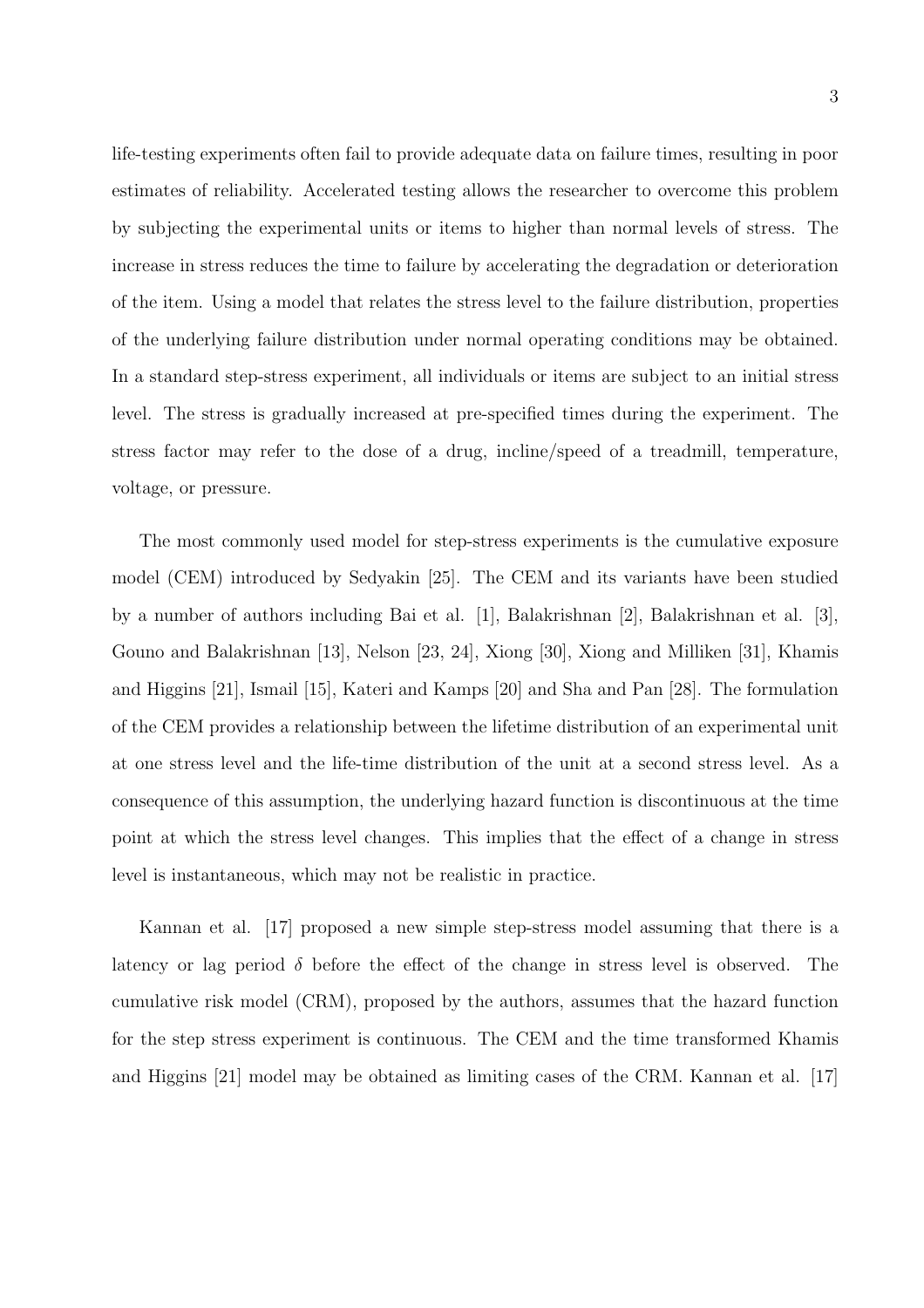life-testing experiments often fail to provide adequate data on failure times, resulting in poor estimates of reliability. Accelerated testing allows the researcher to overcome this problem by subjecting the experimental units or items to higher than normal levels of stress. The increase in stress reduces the time to failure by accelerating the degradation or deterioration of the item. Using a model that relates the stress level to the failure distribution, properties of the underlying failure distribution under normal operating conditions may be obtained. In a standard step-stress experiment, all individuals or items are subject to an initial stress level. The stress is gradually increased at pre-specified times during the experiment. The stress factor may refer to the dose of a drug, incline/speed of a treadmill, temperature, voltage, or pressure.

The most commonly used model for step-stress experiments is the cumulative exposure model (CEM) introduced by Sedyakin [25]. The CEM and its variants have been studied by a number of authors including Bai et al. [1], Balakrishnan [2], Balakrishnan et al. [3], Gouno and Balakrishnan [13], Nelson [23, 24], Xiong [30], Xiong and Milliken [31], Khamis and Higgins [21], Ismail [15], Kateri and Kamps [20] and Sha and Pan [28]. The formulation of the CEM provides a relationship between the lifetime distribution of an experimental unit at one stress level and the life-time distribution of the unit at a second stress level. As a consequence of this assumption, the underlying hazard function is discontinuous at the time point at which the stress level changes. This implies that the effect of a change in stress level is instantaneous, which may not be realistic in practice.

Kannan et al. [17] proposed a new simple step-stress model assuming that there is a latency or lag period $\delta$ before the effect of the change in stress level is observed. The cumulative risk model (CRM), proposed by the authors, assumes that the hazard function for the step stress experiment is continuous. The CEM and the time transformed Khamis and Higgins [21] model may be obtained as limiting cases of the CRM. Kannan et al. [17]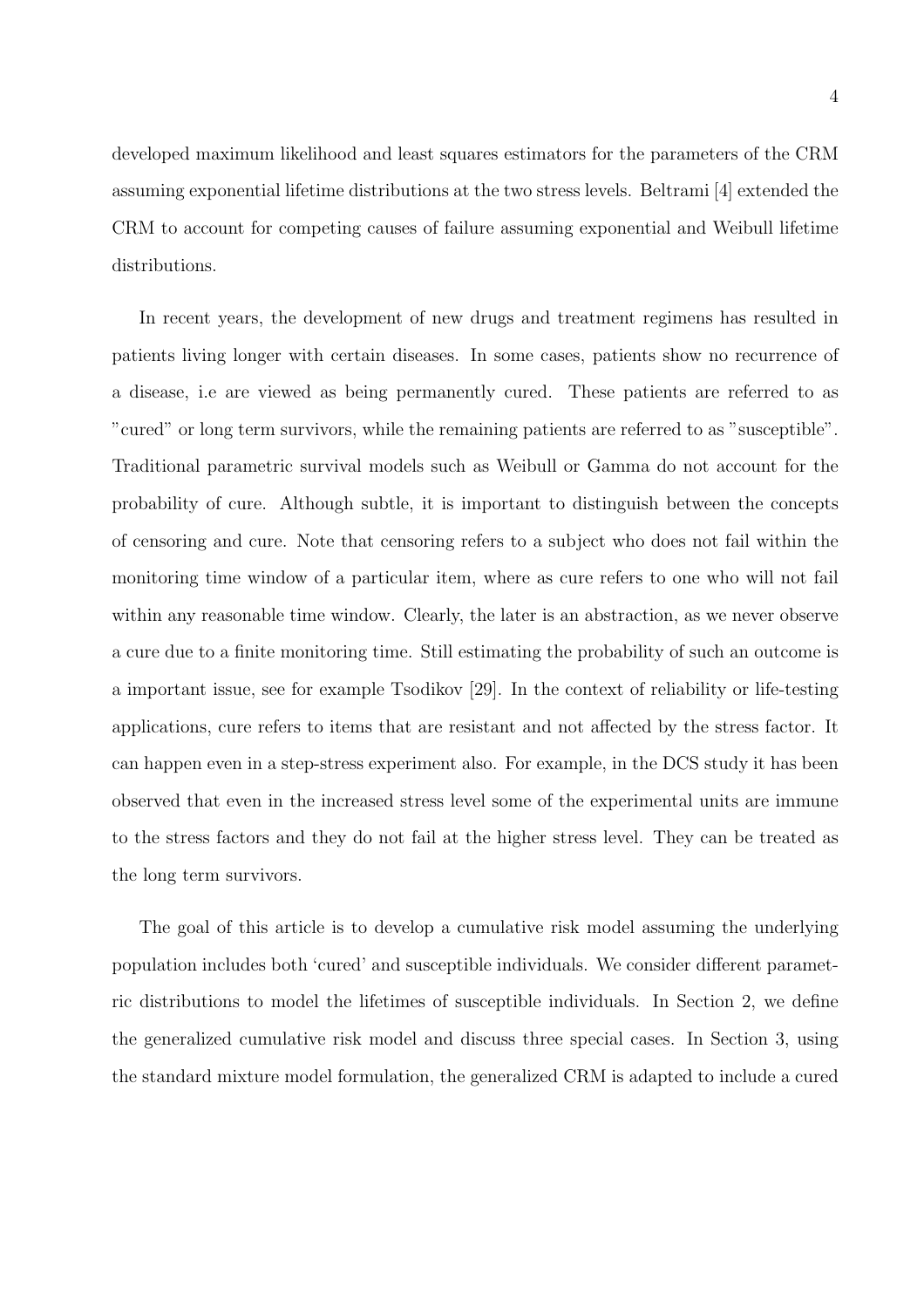developed maximum likelihood and least squares estimators for the parameters of the CRM assuming exponential lifetime distributions at the two stress levels. Beltrami [4] extended the CRM to account for competing causes of failure assuming exponential and Weibull lifetime distributions.

In recent years, the development of new drugs and treatment regimens has resulted in patients living longer with certain diseases. In some cases, patients show no recurrence of a disease, i.e are viewed as being permanently cured. These patients are referred to as "cured" or long term survivors, while the remaining patients are referred to as "susceptible". Traditional parametric survival models such as Weibull or Gamma do not account for the probability of cure. Although subtle, it is important to distinguish between the concepts of censoring and cure. Note that censoring refers to a subject who does not fail within the monitoring time window of a particular item, where as cure refers to one who will not fail within any reasonable time window. Clearly, the later is an abstraction, as we never observe a cure due to a finite monitoring time. Still estimating the probability of such an outcome is a important issue, see for example Tsodikov [29]. In the context of reliability or life-testing applications, cure refers to items that are resistant and not affected by the stress factor. It can happen even in a step-stress experiment also. For example, in the DCS study it has been observed that even in the increased stress level some of the experimental units are immune to the stress factors and they do not fail at the higher stress level. They can be treated as the long term survivors.

The goal of this article is to develop a cumulative risk model assuming the underlying population includes both 'cured' and susceptible individuals. We consider different parametric distributions to model the lifetimes of susceptible individuals. In Section 2, we define the generalized cumulative risk model and discuss three special cases. In Section 3, using the standard mixture model formulation, the generalized CRM is adapted to include a cured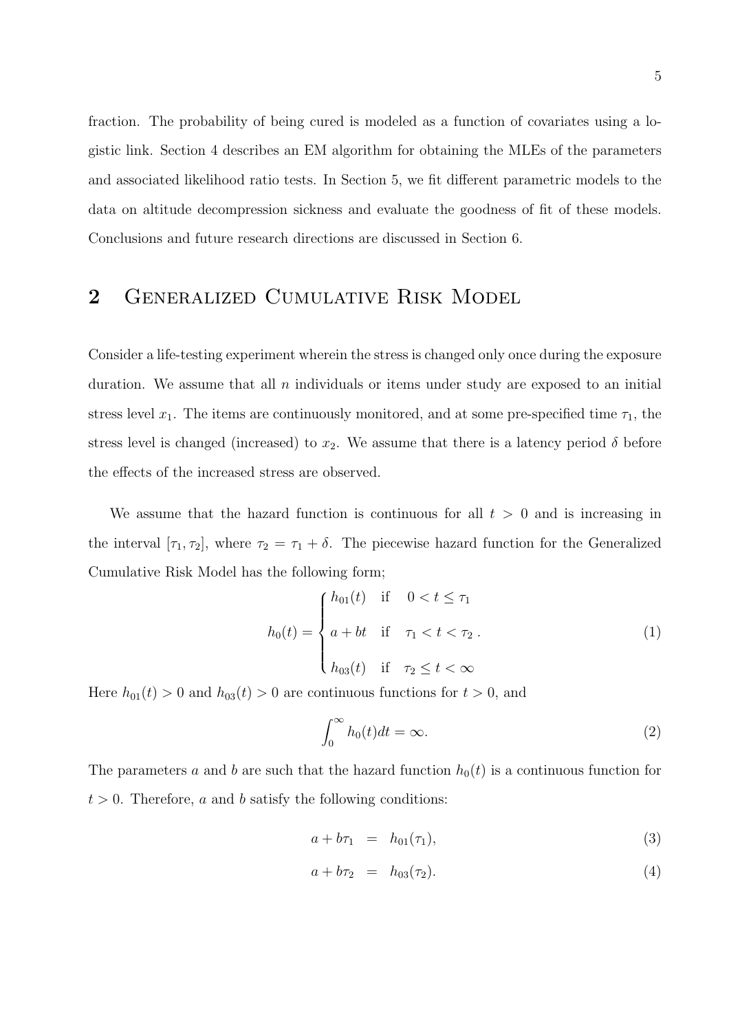fraction. The probability of being cured is modeled as a function of covariates using a logistic link. Section 4 describes an EM algorithm for obtaining the MLEs of the parameters and associated likelihood ratio tests. In Section 5, we fit different parametric models to the data on altitude decompression sickness and evaluate the goodness of fit of these models. Conclusions and future research directions are discussed in Section 6.

## 2 Generalized Cumulative Risk Model

Consider a life-testing experiment wherein the stress is changed only once during the exposure duration. We assume that all $n$ individuals or items under study are exposed to an initial stress level $x_1$. The items are continuously monitored, and at some pre-specified time $\tau_1$, the stress level is changed (increased) to $x_2$. We assume that there is a latency period $\delta$ before the effects of the increased stress are observed.

We assume that the hazard function is continuous for all $t > 0$ and is increasing in the interval $[\tau_1, \tau_2]$, where $\tau_2 = \tau_1 + \delta$. The piecewise hazard function for the Generalized Cumulative Risk Model has the following form;

$$h_0(t) = \begin{cases} h_{01}(t) & \text{if} \quad 0 < t \leq \tau_1 \\ a + bt & \text{if} \quad \tau_1 < t < \tau_2 \\ h_{03}(t) & \text{if} \quad \tau_2 \leq t < \infty \end{cases}. \tag{1}$$

Here $h_{01}(t) > 0$ and $h_{03}(t) > 0$ are continuous functions for $t > 0$, and

$$\int_0^\infty h_0(t)dt = \infty. \tag{2}$$

The parameters $a$ and $b$ are such that the hazard function $h_0(t)$ is a continuous function for $t > 0$. Therefore, $a$ and $b$ satisfy the following conditions:

$$a + b\tau_1 = h_{01}(\tau_1), \tag{3}$$

$$a + b\tau_2 = h_{03}(\tau_2). \tag{4}$$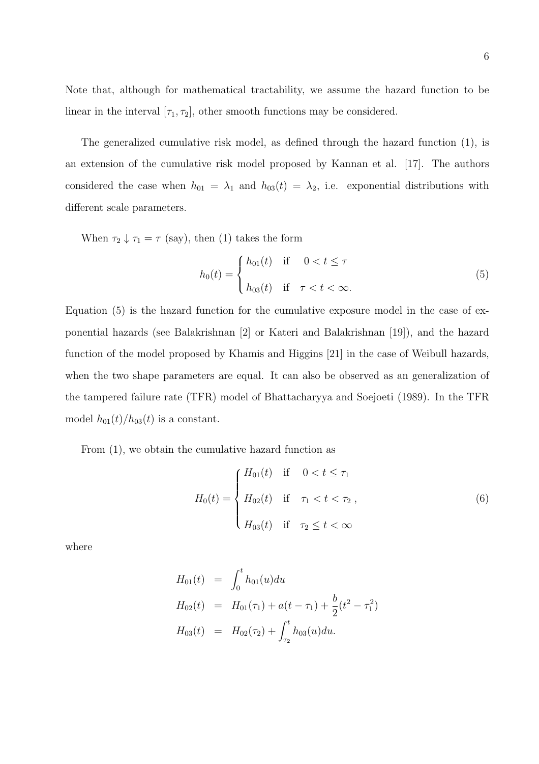Note that, although for mathematical tractability, we assume the hazard function to be linear in the interval $[\tau_1, \tau_2]$, other smooth functions may be considered.

The generalized cumulative risk model, as defined through the hazard function (1), is an extension of the cumulative risk model proposed by Kannan et al. [17]. The authors considered the case when $h_{01} = \lambda_1$ and $h_{03}(t) = \lambda_2$, i.e. exponential distributions with different scale parameters.

When $\tau_2 \downarrow \tau_1 = \tau$ (say), then (1) takes the form

$$
h_0(t) = \begin{cases} h_{01}(t) & \text{if} \quad 0 < t \le \tau \\ \\ h_{03}(t) & \text{if} \quad \tau < t < \infty. \end{cases} \tag{5}
$$

Equation (5) is the hazard function for the cumulative exposure model in the case of exponential hazards (see Balakrishnan [2] or Kateri and Balakrishnan [19]), and the hazard function of the model proposed by Khamis and Higgins [21] in the case of Weibull hazards, when the two shape parameters are equal. It can also be observed as an generalization of the tampered failure rate (TFR) model of Bhattacharyya and Soejoeti (1989). In the TFR model $h_{01}(t)/h_{03}(t)$ is a constant.

From (1), we obtain the cumulative hazard function as

$$
H_0(t) = \begin{cases} H_{01}(t) & \text{if} \quad 0 < t \le \tau_1 \\ \\ H_{02}(t) & \text{if} \quad \tau_1 < t < \tau_2 \;, \\ \\ H_{03}(t) & \text{if} \quad \tau_2 \le t < \infty \end{cases} \tag{6}
$$

where

$$
\begin{aligned}
H_{01}(t) &= \int_0^t h_{01}(u)du \\
H_{02}(t) &= H_{01}(\tau_1) + a(t - \tau_1) + \frac{b}{2}(t^2 - \tau_1^2) \\
H_{03}(t) &= H_{02}(\tau_2) + \int_{\tau_2}^t h_{03}(u)du.
\end{aligned}
$$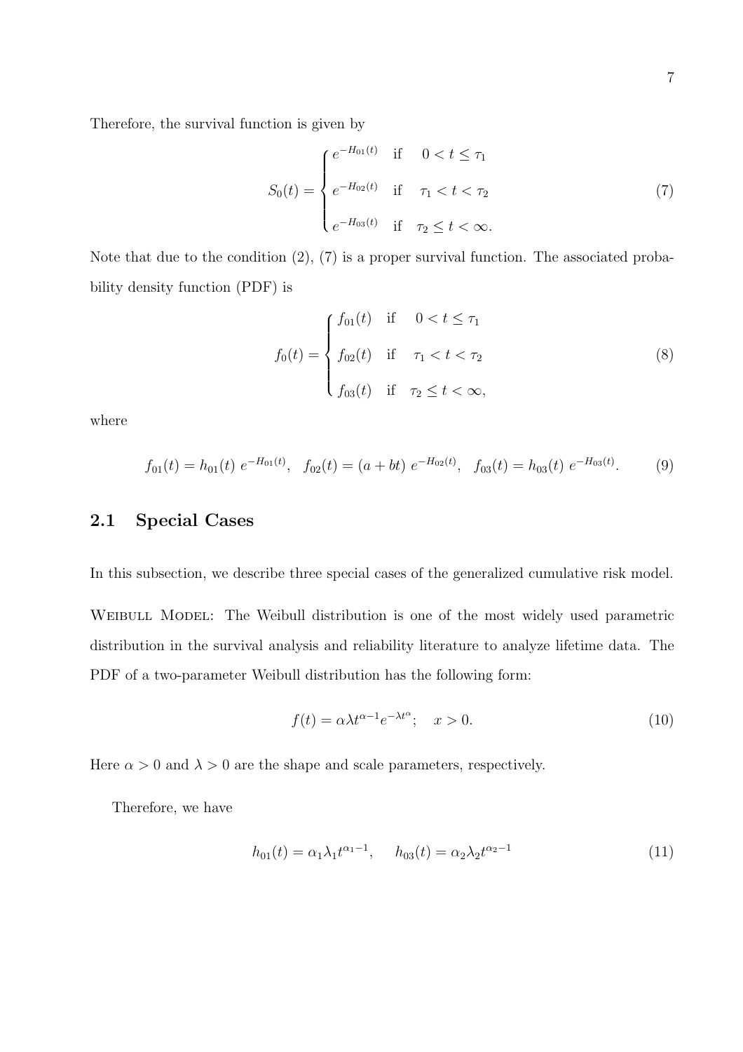Therefore, the survival function is given by

$$S_0(t) = \begin{cases} e^{-H_{01}(t)} & \text{if} \quad 0 < t \le \tau_1 \\ e^{-H_{02}(t)} & \text{if} \quad \tau_1 < t < \tau_2 \\ e^{-H_{03}(t)} & \text{if} \quad \tau_2 \le t < \infty. \end{cases} \tag{7}$$

Note that due to the condition (2), (7) is a proper survival function. The associated probability density function (PDF) is

$$f_0(t) = \begin{cases} f_{01}(t) & \text{if} \quad 0 < t \le \tau_1 \\ f_{02}(t) & \text{if} \quad \tau_1 < t < \tau_2 \\ f_{03}(t) & \text{if} \quad \tau_2 \le t < \infty, \end{cases} \tag{8}$$

where

$$f_{01}(t) = h_{01}(t)\ e^{-H_{01}(t)}, \quad f_{02}(t) = (a + bt)\ e^{-H_{02}(t)}, \quad f_{03}(t) = h_{03}(t)\ e^{-H_{03}(t)}. \tag{9}$$

## 2.1 Special Cases

In this subsection, we describe three special cases of the generalized cumulative risk model.

Weibull Model: The Weibull distribution is one of the most widely used parametric distribution in the survival analysis and reliability literature to analyze lifetime data. The PDF of a two-parameter Weibull distribution has the following form:

$$f(t) = \alpha\lambda t^{\alpha-1} e^{-\lambda t^{\alpha}}; \quad x > 0. \tag{10}$$

Here $\alpha > 0$ and $\lambda > 0$ are the shape and scale parameters, respectively.

Therefore, we have

$$h_{01}(t) = \alpha_1\lambda_1 t^{\alpha_1-1}, \quad h_{03}(t) = \alpha_2\lambda_2 t^{\alpha_2-1} \tag{11}$$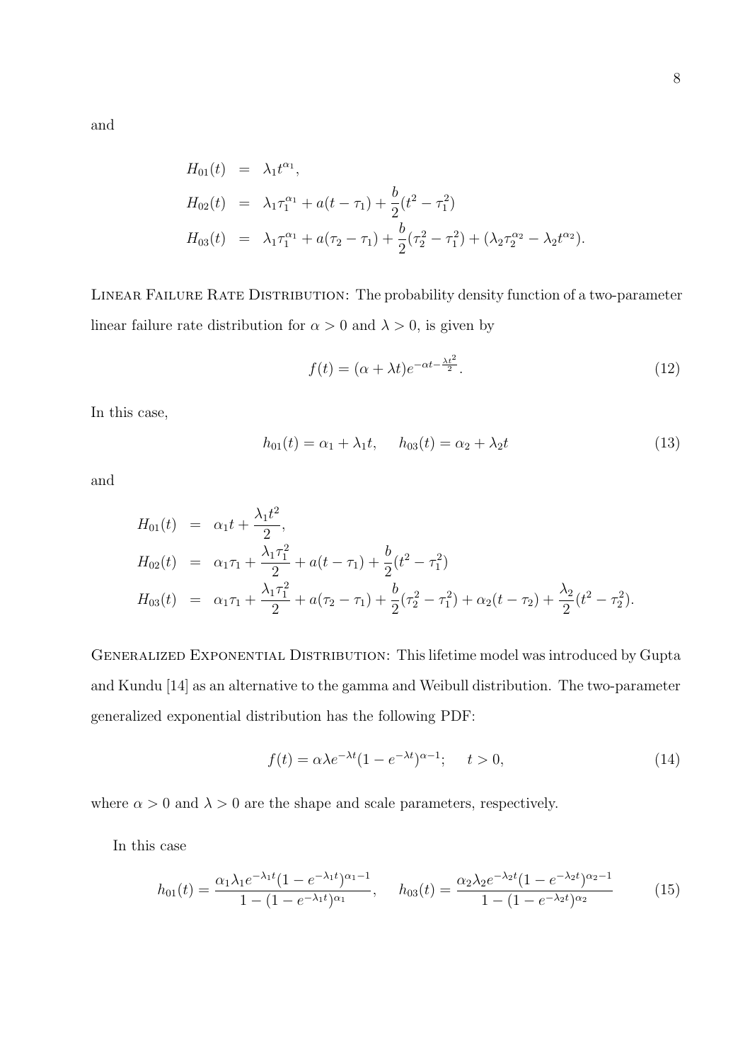and

$$
\begin{aligned}
H_{01}(t) &= \lambda_1 t^{\alpha_1}, \\
H_{02}(t) &= \lambda_1 \tau_1^{\alpha_1} + a(t-\tau_1) + \frac{b}{2}(t^2 - \tau_1^2) \\
H_{03}(t) &= \lambda_1 \tau_1^{\alpha_1} + a(\tau_2-\tau_1) + \frac{b}{2}(\tau_2^2 - \tau_1^2) + (\lambda_2 \tau_2^{\alpha_2} - \lambda_2 t^{\alpha_2}).
\end{aligned}
$$

Linear Failure Rate Distribution: The probability density function of a two-parameter linear failure rate distribution for $\alpha > 0$ and $\lambda > 0$, is given by

$$
f(t) = (\alpha + \lambda t) e^{-\alpha t - \frac{\lambda t^2}{2}}. \tag{12}
$$

In this case,

$$
h_{01}(t) = \alpha_1 + \lambda_1 t, \qquad h_{03}(t) = \alpha_2 + \lambda_2 t \tag{13}
$$

and

$$
\begin{aligned}
H_{01}(t) &= \alpha_1 t + \frac{\lambda_1 t^2}{2}, \\
H_{02}(t) &= \alpha_1 \tau_1 + \frac{\lambda_1 \tau_1^2}{2} + a(t-\tau_1) + \frac{b}{2}(t^2 - \tau_1^2) \\
H_{03}(t) &= \alpha_1 \tau_1 + \frac{\lambda_1 \tau_1^2}{2} + a(\tau_2-\tau_1) + \frac{b}{2}(\tau_2^2 - \tau_1^2) + \alpha_2(t-\tau_2) + \frac{\lambda_2}{2}(t^2 - \tau_2^2).
\end{aligned}
$$

Generalized Exponential Distribution: This lifetime model was introduced by Gupta and Kundu [14] as an alternative to the gamma and Weibull distribution. The two-parameter generalized exponential distribution has the following PDF:

$$
f(t) = \alpha \lambda e^{-\lambda t}(1 - e^{-\lambda t})^{\alpha - 1}; \qquad t > 0, \tag{14}
$$

where $\alpha > 0$ and $\lambda > 0$ are the shape and scale parameters, respectively.

In this case

$$
h_{01}(t) = \frac{\alpha_1 \lambda_1 e^{-\lambda_1 t}(1 - e^{-\lambda_1 t})^{\alpha_1 - 1}}{1 - (1 - e^{-\lambda_1 t})^{\alpha_1}}, \qquad h_{03}(t) = \frac{\alpha_2 \lambda_2 e^{-\lambda_2 t}(1 - e^{-\lambda_2 t})^{\alpha_2 - 1}}{1 - (1 - e^{-\lambda_2 t})^{\alpha_2}} \tag{15}
$$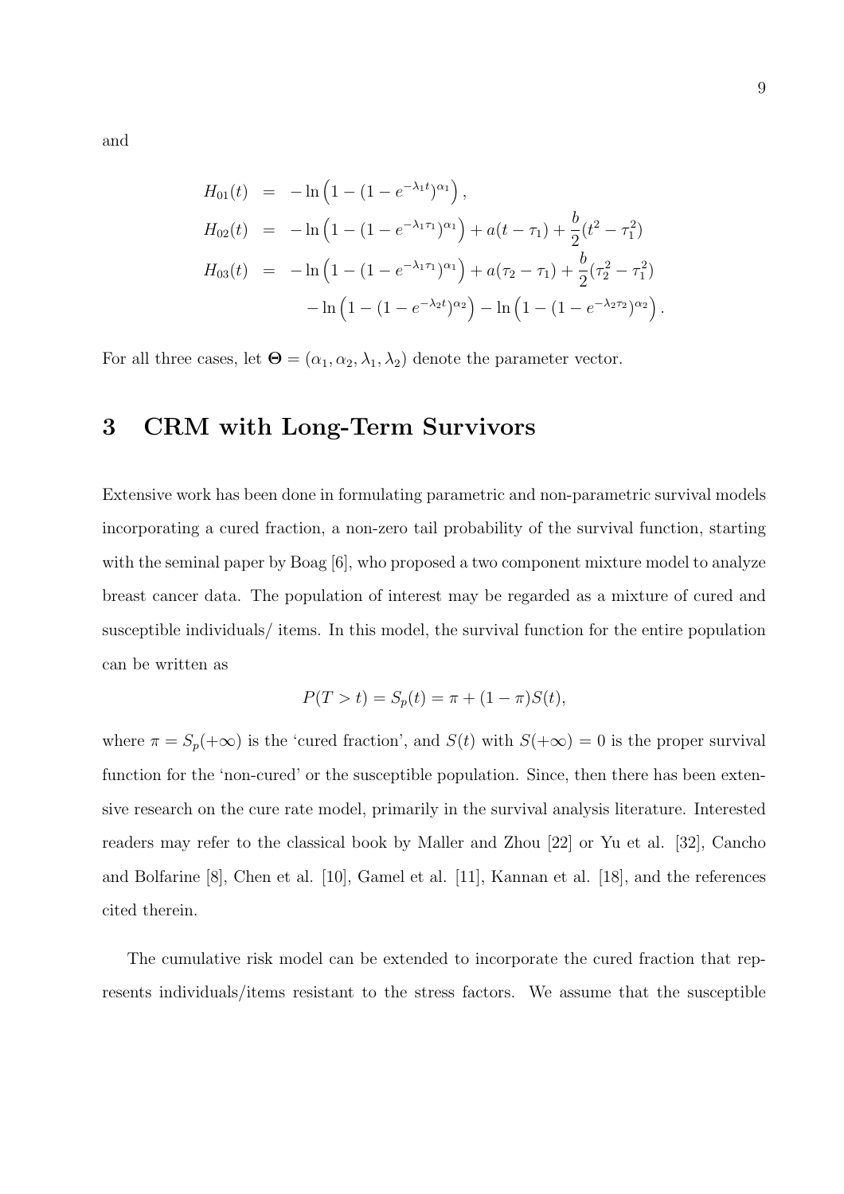and

$$
\begin{aligned}
H_{01}(t) &= -\ln\left(1-(1-e^{-\lambda_1 t})^{\alpha_1}\right), \\
H_{02}(t) &= -\ln\left(1-(1-e^{-\lambda_1 \tau_1})^{\alpha_1}\right)+a(t-\tau_1)+\frac{b}{2}(t^2-\tau_1^2) \\
H_{03}(t) &= -\ln\left(1-(1-e^{-\lambda_1 \tau_1})^{\alpha_1}\right)+a(\tau_2-\tau_1)+\frac{b}{2}(\tau_2^2-\tau_1^2) \\
&\quad -\ln\left(1-(1-e^{-\lambda_2 t})^{\alpha_2}\right)-\ln\left(1-(1-e^{-\lambda_2 \tau_2})^{\alpha_2}\right).
\end{aligned}
$$

For all three cases, let $\mathbf{\Theta} = (\alpha_1, \alpha_2, \lambda_1, \lambda_2)$ denote the parameter vector.

# 3 CRM with Long-Term Survivors

Extensive work has been done in formulating parametric and non-parametric survival models incorporating a cured fraction, a non-zero tail probability of the survival function, starting with the seminal paper by Boag [6], who proposed a two component mixture model to analyze breast cancer data. The population of interest may be regarded as a mixture of cured and susceptible individuals/ items. In this model, the survival function for the entire population can be written as

$$
P(T > t) = S_p(t) = \pi + (1-\pi)S(t),
$$

where $\pi = S_p(+\infty)$ is the 'cured fraction', and $S(t)$ with $S(+\infty) = 0$ is the proper survival function for the 'non-cured' or the susceptible population. Since, then there has been extensive research on the cure rate model, primarily in the survival analysis literature. Interested readers may refer to the classical book by Maller and Zhou [22] or Yu et al. [32], Cancho and Bolfarine [8], Chen et al. [10], Gamel et al. [11], Kannan et al. [18], and the references cited therein.

The cumulative risk model can be extended to incorporate the cured fraction that represents individuals/items resistant to the stress factors. We assume that the susceptible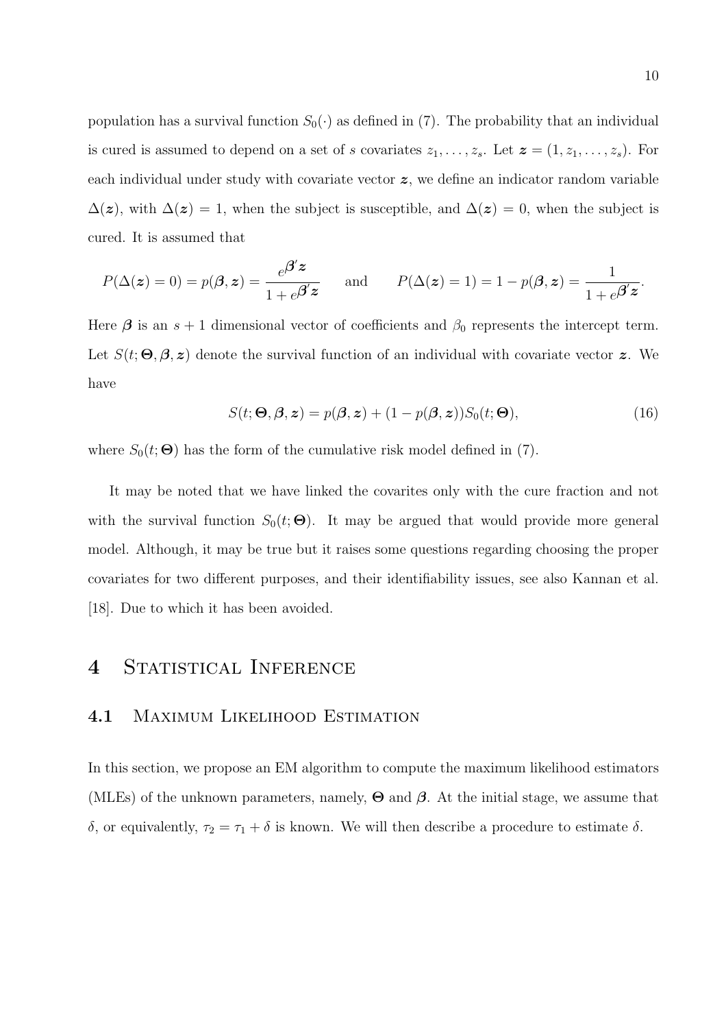population has a survival function $S_0(\cdot)$ as defined in (7). The probability that an individual is cured is assumed to depend on a set of $s$ covariates $z_1, \ldots, z_s$. Let $\boldsymbol{z} = (1, z_1, \ldots, z_s)$. For each individual under study with covariate vector $\boldsymbol{z}$, we define an indicator random variable $\Delta(\boldsymbol{z})$, with $\Delta(\boldsymbol{z}) = 1$, when the subject is susceptible, and $\Delta(\boldsymbol{z}) = 0$, when the subject is cured. It is assumed that

$$P(\Delta(\boldsymbol{z}) = 0) = p(\boldsymbol{\beta}, \boldsymbol{z}) = \frac{e^{\boldsymbol{\beta}'\boldsymbol{z}}}{1 + e^{\boldsymbol{\beta}'\boldsymbol{z}}} \quad \text{and} \quad P(\Delta(\boldsymbol{z}) = 1) = 1 - p(\boldsymbol{\beta}, \boldsymbol{z}) = \frac{1}{1 + e^{\boldsymbol{\beta}'\boldsymbol{z}}}.$$

Here $\boldsymbol{\beta}$ is an $s+1$ dimensional vector of coefficients and $\beta_0$ represents the intercept term. Let $S(t; \boldsymbol{\Theta}, \boldsymbol{\beta}, \boldsymbol{z})$ denote the survival function of an individual with covariate vector $\boldsymbol{z}$. We have

$$S(t; \boldsymbol{\Theta}, \boldsymbol{\beta}, \boldsymbol{z}) = p(\boldsymbol{\beta}, \boldsymbol{z}) + (1 - p(\boldsymbol{\beta}, \boldsymbol{z})) S_0(t; \boldsymbol{\Theta}), \tag{16}$$

where $S_0(t; \boldsymbol{\Theta})$ has the form of the cumulative risk model defined in (7).

It may be noted that we have linked the covarites only with the cure fraction and not with the survival function $S_0(t; \boldsymbol{\Theta})$. It may be argued that would provide more general model. Although, it may be true but it raises some questions regarding choosing the proper covariates for two different purposes, and their identifiability issues, see also Kannan et al. [18]. Due to which it has been avoided.

# 4 Statistical Inference

## 4.1 Maximum Likelihood Estimation

In this section, we propose an EM algorithm to compute the maximum likelihood estimators (MLEs) of the unknown parameters, namely, $\boldsymbol{\Theta}$ and $\boldsymbol{\beta}$. At the initial stage, we assume that $\delta$, or equivalently, $\tau_2 = \tau_1 + \delta$ is known. We will then describe a procedure to estimate $\delta$.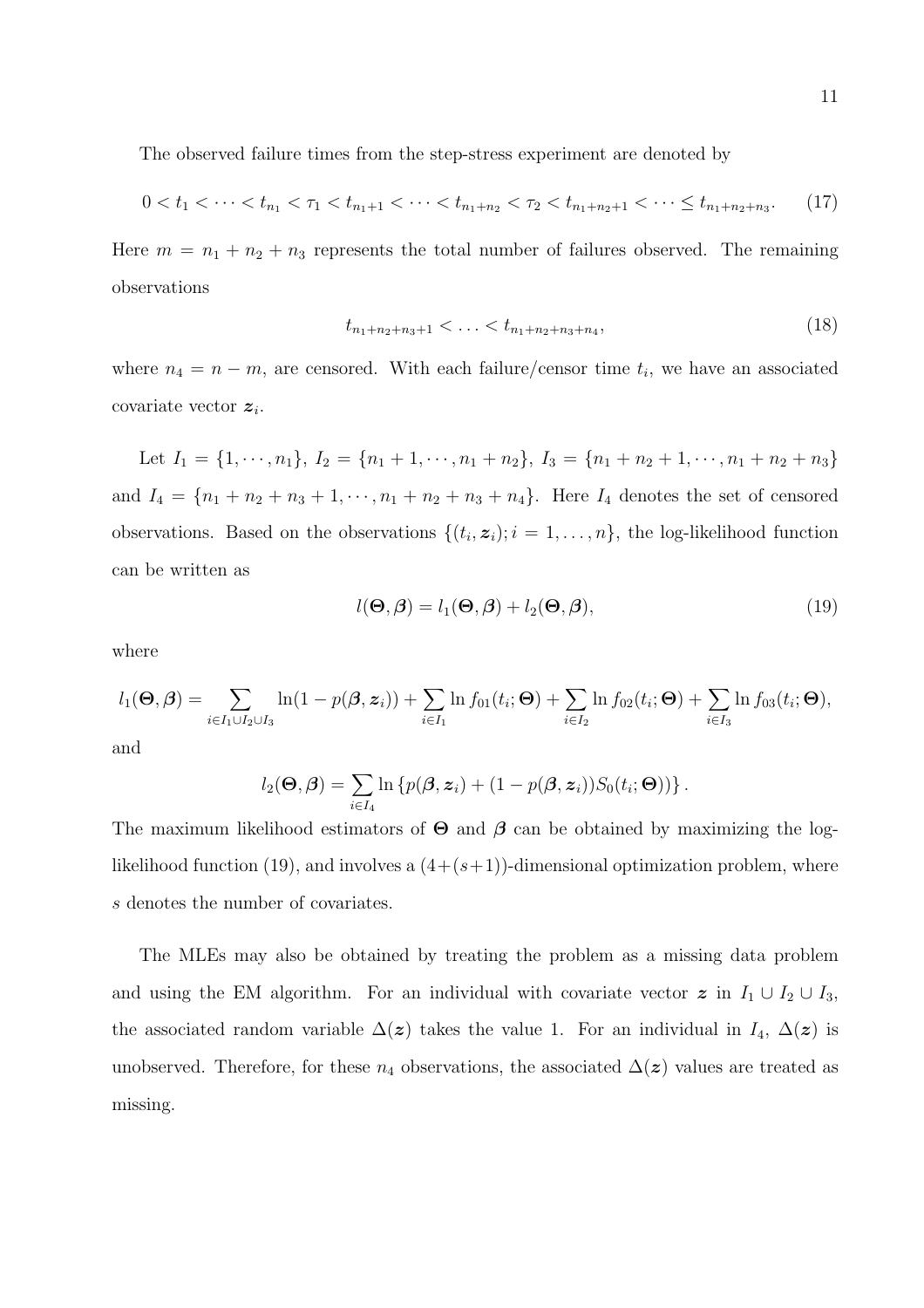The observed failure times from the step-stress experiment are denoted by

$$0 < t_1 < \cdots < t_{n_1} < \tau_1 < t_{n_1+1} < \cdots < t_{n_1+n_2} < \tau_2 < t_{n_1+n_2+1} < \cdots \leq t_{n_1+n_2+n_3}. \tag{17}$$

Here $m = n_1 + n_2 + n_3$ represents the total number of failures observed. The remaining observations

$$t_{n_1+n_2+n_3+1} < \ldots < t_{n_1+n_2+n_3+n_4}, \tag{18}$$

where $n_4 = n - m$, are censored. With each failure/censor time $t_i$, we have an associated covariate vector $\boldsymbol{z}_i$.

Let $I_1 = \{1, \cdots, n_1\}$, $I_2 = \{n_1 + 1, \cdots, n_1 + n_2\}$, $I_3 = \{n_1 + n_2 + 1, \cdots, n_1 + n_2 + n_3\}$ and $I_4 = \{n_1 + n_2 + n_3 + 1, \cdots, n_1 + n_2 + n_3 + n_4\}$. Here $I_4$ denotes the set of censored observations. Based on the observations $\{(t_i, \boldsymbol{z}_i); i = 1, \ldots, n\}$, the log-likelihood function can be written as

$$l(\boldsymbol{\Theta}, \boldsymbol{\beta}) = l_1(\boldsymbol{\Theta}, \boldsymbol{\beta}) + l_2(\boldsymbol{\Theta}, \boldsymbol{\beta}), \tag{19}$$

where

$$l_1(\boldsymbol{\Theta}, \boldsymbol{\beta}) = \sum_{i \in I_1 \cup I_2 \cup I_3} \ln(1 - p(\boldsymbol{\beta}, \boldsymbol{z}_i)) + \sum_{i \in I_1} \ln f_{01}(t_i; \boldsymbol{\Theta}) + \sum_{i \in I_2} \ln f_{02}(t_i; \boldsymbol{\Theta}) + \sum_{i \in I_3} \ln f_{03}(t_i; \boldsymbol{\Theta}),$$

and

$$l_2(\boldsymbol{\Theta}, \boldsymbol{\beta}) = \sum_{i \in I_4} \ln \left\{ p(\boldsymbol{\beta}, \boldsymbol{z}_i) + (1 - p(\boldsymbol{\beta}, \boldsymbol{z}_i)) S_0(t_i; \boldsymbol{\Theta}) \right\}.$$

The maximum likelihood estimators of $\boldsymbol{\Theta}$ and $\boldsymbol{\beta}$ can be obtained by maximizing the log-likelihood function (19), and involves a $(4+(s+1))$-dimensional optimization problem, where $s$ denotes the number of covariates.

The MLEs may also be obtained by treating the problem as a missing data problem and using the EM algorithm. For an individual with covariate vector $\boldsymbol{z}$ in $I_1 \cup I_2 \cup I_3$, the associated random variable $\Delta(\boldsymbol{z})$ takes the value 1. For an individual in $I_4$, $\Delta(\boldsymbol{z})$ is unobserved. Therefore, for these $n_4$ observations, the associated $\Delta(\boldsymbol{z})$ values are treated as missing.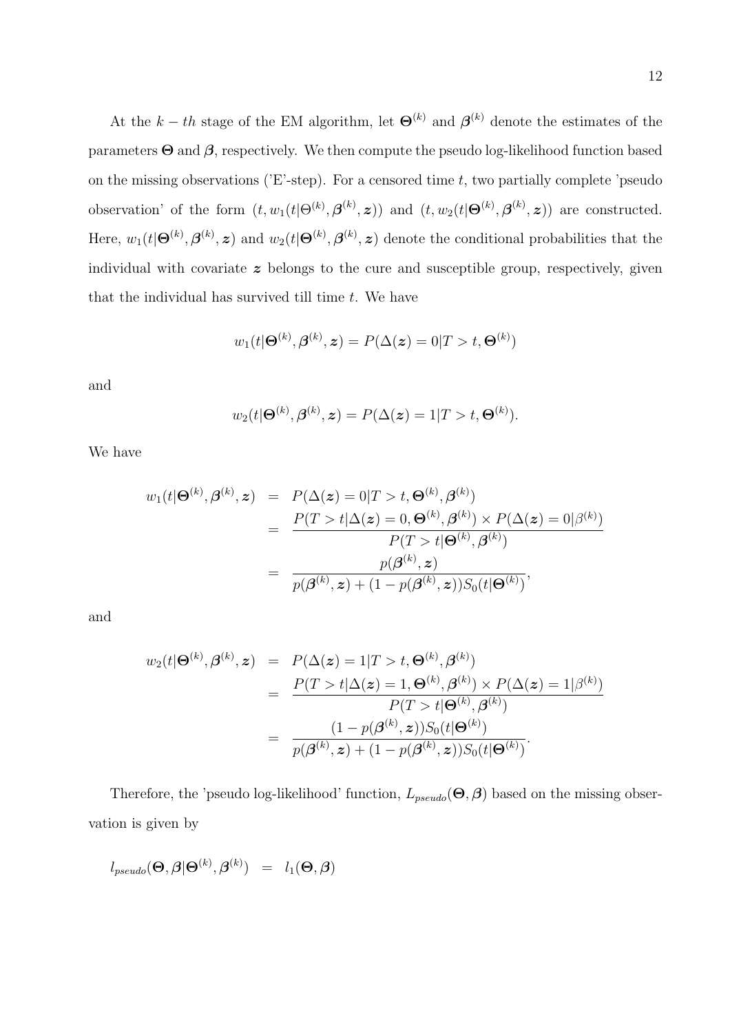At the $k-th$ stage of the EM algorithm, let $\boldsymbol{\Theta}^{(k)}$ and $\boldsymbol{\beta}^{(k)}$ denote the estimates of the parameters $\boldsymbol{\Theta}$ and $\boldsymbol{\beta}$, respectively. We then compute the pseudo log-likelihood function based on the missing observations ('E'-step). For a censored time $t$, two partially complete 'pseudo observation' of the form $(t, w_1(t|\Theta^{(k)}, \boldsymbol{\beta}^{(k)}, \boldsymbol{z}))$ and $(t, w_2(t|\boldsymbol{\Theta}^{(k)}, \boldsymbol{\beta}^{(k)}, \boldsymbol{z}))$ are constructed. Here, $w_1(t|\boldsymbol{\Theta}^{(k)}, \boldsymbol{\beta}^{(k)}, \boldsymbol{z})$ and $w_2(t|\boldsymbol{\Theta}^{(k)}, \boldsymbol{\beta}^{(k)}, \boldsymbol{z})$ denote the conditional probabilities that the individual with covariate $\boldsymbol{z}$ belongs to the cure and susceptible group, respectively, given that the individual has survived till time $t$. We have

$$w_1(t|\boldsymbol{\Theta}^{(k)}, \boldsymbol{\beta}^{(k)}, \boldsymbol{z}) = P(\Delta(\boldsymbol{z}) = 0|T > t, \boldsymbol{\Theta}^{(k)})$$

and

$$w_2(t|\boldsymbol{\Theta}^{(k)}, \boldsymbol{\beta}^{(k)}, \boldsymbol{z}) = P(\Delta(\boldsymbol{z}) = 1|T > t, \boldsymbol{\Theta}^{(k)}).$$

We have

$$\begin{aligned}
w_1(t|\boldsymbol{\Theta}^{(k)}, \boldsymbol{\beta}^{(k)}, \boldsymbol{z}) &= P(\Delta(\boldsymbol{z}) = 0|T > t, \boldsymbol{\Theta}^{(k)}, \boldsymbol{\beta}^{(k)}) \\
&= \frac{P(T > t|\Delta(\boldsymbol{z}) = 0, \boldsymbol{\Theta}^{(k)}, \boldsymbol{\beta}^{(k)}) \times P(\Delta(\boldsymbol{z}) = 0|\beta^{(k)})}{P(T > t|\boldsymbol{\Theta}^{(k)}, \boldsymbol{\beta}^{(k)})} \\
&= \frac{p(\boldsymbol{\beta}^{(k)}, \boldsymbol{z})}{p(\boldsymbol{\beta}^{(k)}, \boldsymbol{z}) + (1 - p(\boldsymbol{\beta}^{(k)}, \boldsymbol{z}))S_0(t|\boldsymbol{\Theta}^{(k)})},
\end{aligned}$$

and

$$\begin{aligned}
w_2(t|\boldsymbol{\Theta}^{(k)}, \boldsymbol{\beta}^{(k)}, \boldsymbol{z}) &= P(\Delta(\boldsymbol{z}) = 1|T > t, \boldsymbol{\Theta}^{(k)}, \boldsymbol{\beta}^{(k)}) \\
&= \frac{P(T > t|\Delta(\boldsymbol{z}) = 1, \boldsymbol{\Theta}^{(k)}, \boldsymbol{\beta}^{(k)}) \times P(\Delta(\boldsymbol{z}) = 1|\beta^{(k)})}{P(T > t|\boldsymbol{\Theta}^{(k)}, \boldsymbol{\beta}^{(k)})} \\
&= \frac{(1 - p(\boldsymbol{\beta}^{(k)}, \boldsymbol{z}))S_0(t|\boldsymbol{\Theta}^{(k)})}{p(\boldsymbol{\beta}^{(k)}, \boldsymbol{z}) + (1 - p(\boldsymbol{\beta}^{(k)}, \boldsymbol{z}))S_0(t|\boldsymbol{\Theta}^{(k)})}.
\end{aligned}$$

Therefore, the 'pseudo log-likelihood' function, $L_{pseudo}(\boldsymbol{\Theta}, \boldsymbol{\beta})$ based on the missing observation is given by

$$l_{pseudo}(\boldsymbol{\Theta}, \boldsymbol{\beta}|\boldsymbol{\Theta}^{(k)}, \boldsymbol{\beta}^{(k)}) \;=\; l_1(\boldsymbol{\Theta}, \boldsymbol{\beta})$$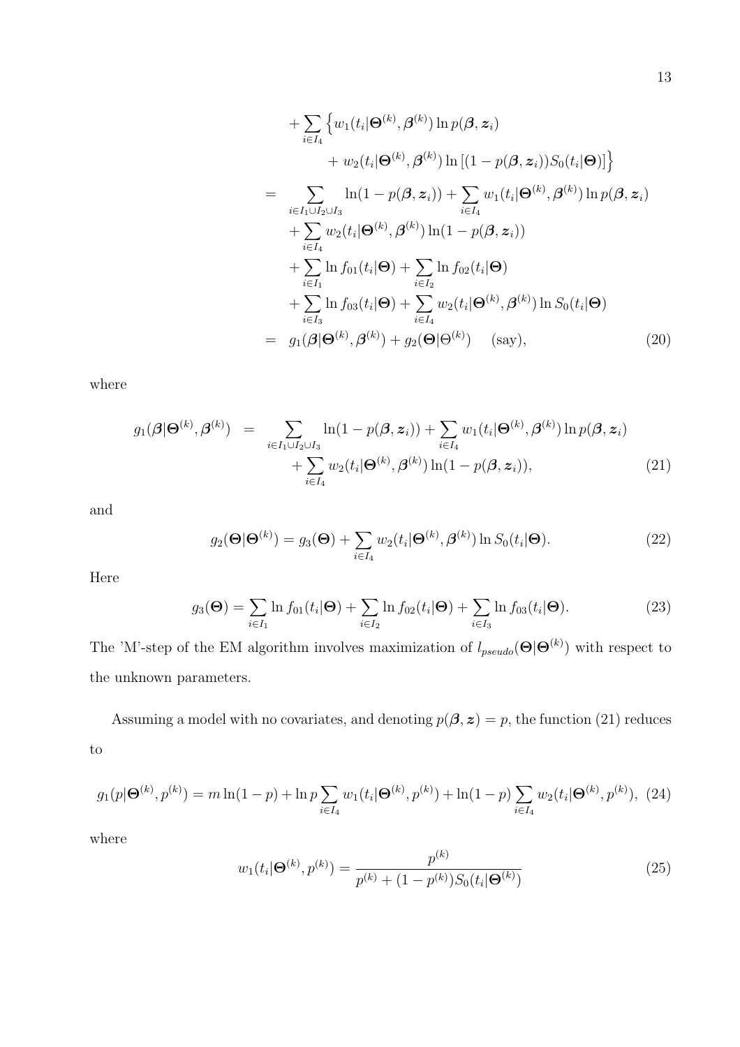$$
\begin{aligned}
&+ \sum_{i \in I_4} \Big\{ w_1(t_i|\boldsymbol{\Theta}^{(k)}, \boldsymbol{\beta}^{(k)}) \ln p(\boldsymbol{\beta}, \boldsymbol{z}_i) \\
&\qquad + w_2(t_i|\boldsymbol{\Theta}^{(k)}, \boldsymbol{\beta}^{(k)}) \ln \left[ (1 - p(\boldsymbol{\beta}, \boldsymbol{z}_i)) S_0(t_i|\boldsymbol{\Theta}) \right] \Big\} \\
= &\sum_{i \in I_1 \cup I_2 \cup I_3} \ln(1 - p(\boldsymbol{\beta}, \boldsymbol{z}_i)) + \sum_{i \in I_4} w_1(t_i|\boldsymbol{\Theta}^{(k)}, \boldsymbol{\beta}^{(k)}) \ln p(\boldsymbol{\beta}, \boldsymbol{z}_i) \\
&+ \sum_{i \in I_4} w_2(t_i|\boldsymbol{\Theta}^{(k)}, \boldsymbol{\beta}^{(k)}) \ln(1 - p(\boldsymbol{\beta}, \boldsymbol{z}_i)) \\
&+ \sum_{i \in I_1} \ln f_{01}(t_i|\boldsymbol{\Theta}) + \sum_{i \in I_2} \ln f_{02}(t_i|\boldsymbol{\Theta}) \\
&+ \sum_{i \in I_3} \ln f_{03}(t_i|\boldsymbol{\Theta}) + \sum_{i \in I_4} w_2(t_i|\boldsymbol{\Theta}^{(k)}, \boldsymbol{\beta}^{(k)}) \ln S_0(t_i|\boldsymbol{\Theta}) \\
= \;& g_1(\boldsymbol{\beta}|\boldsymbol{\Theta}^{(k)}, \boldsymbol{\beta}^{(k)}) + g_2(\boldsymbol{\Theta}|\Theta^{(k)}) \quad \text{(say)},
\end{aligned} \tag{20}
$$

where

$$
\begin{aligned}
g_1(\boldsymbol{\beta}|\boldsymbol{\Theta}^{(k)}, \boldsymbol{\beta}^{(k)}) \;=\; &\sum_{i \in I_1 \cup I_2 \cup I_3} \ln(1 - p(\boldsymbol{\beta}, \boldsymbol{z}_i)) + \sum_{i \in I_4} w_1(t_i|\boldsymbol{\Theta}^{(k)}, \boldsymbol{\beta}^{(k)}) \ln p(\boldsymbol{\beta}, \boldsymbol{z}_i) \\
&+ \sum_{i \in I_4} w_2(t_i|\boldsymbol{\Theta}^{(k)}, \boldsymbol{\beta}^{(k)}) \ln(1 - p(\boldsymbol{\beta}, \boldsymbol{z}_i)),
\end{aligned} \tag{21}
$$

and

$$
g_2(\boldsymbol{\Theta}|\boldsymbol{\Theta}^{(k)}) = g_3(\boldsymbol{\Theta}) + \sum_{i \in I_4} w_2(t_i|\boldsymbol{\Theta}^{(k)}, \boldsymbol{\beta}^{(k)}) \ln S_0(t_i|\boldsymbol{\Theta}). \tag{22}
$$

Here

$$
g_3(\boldsymbol{\Theta}) = \sum_{i \in I_1} \ln f_{01}(t_i|\boldsymbol{\Theta}) + \sum_{i \in I_2} \ln f_{02}(t_i|\boldsymbol{\Theta}) + \sum_{i \in I_3} \ln f_{03}(t_i|\boldsymbol{\Theta}). \tag{23}
$$

The 'M'-step of the EM algorithm involves maximization of $l_{pseudo}(\boldsymbol{\Theta}|\boldsymbol{\Theta}^{(k)})$ with respect to the unknown parameters.

Assuming a model with no covariates, and denoting $p(\boldsymbol{\beta}, \boldsymbol{z}) = p$, the function (21) reduces to

$$
g_1(p|\boldsymbol{\Theta}^{(k)}, p^{(k)}) = m \ln(1-p) + \ln p \sum_{i \in I_4} w_1(t_i|\boldsymbol{\Theta}^{(k)}, p^{(k)}) + \ln(1-p) \sum_{i \in I_4} w_2(t_i|\boldsymbol{\Theta}^{(k)}, p^{(k)}), \tag{24}
$$

where

$$
w_1(t_i|\boldsymbol{\Theta}^{(k)}, p^{(k)}) = \frac{p^{(k)}}{p^{(k)} + (1 - p^{(k)}) S_0(t_i|\boldsymbol{\Theta}^{(k)})} \tag{25}
$$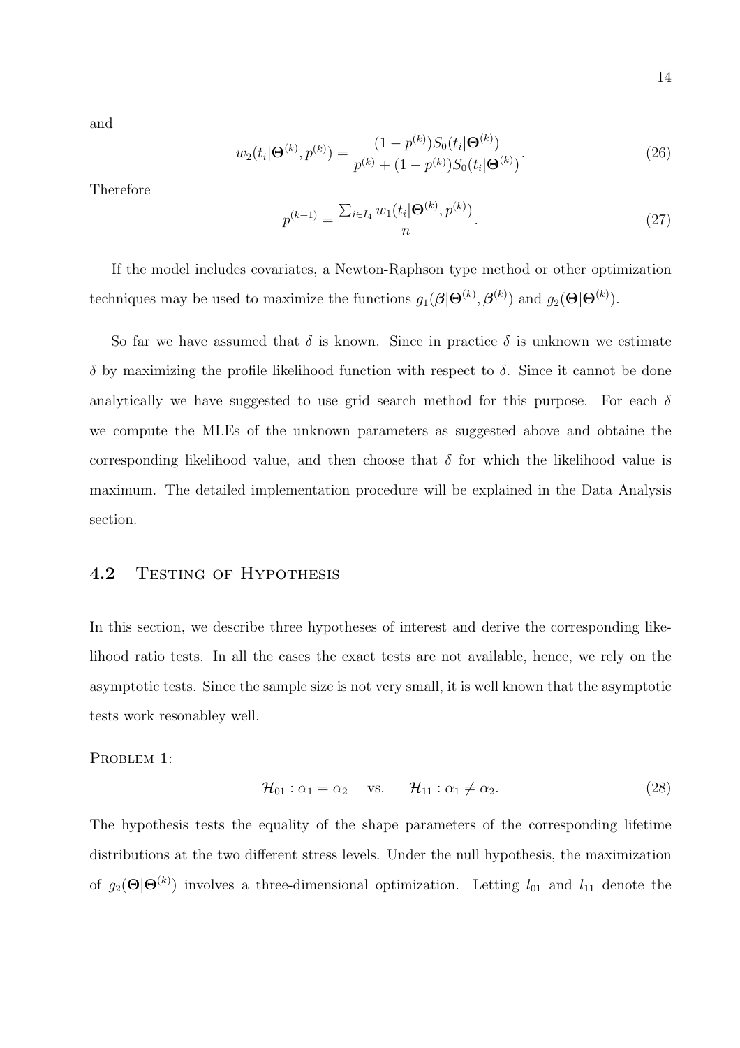and

$$w_2(t_i|\boldsymbol{\Theta}^{(k)}, p^{(k)}) = \frac{(1-p^{(k)})S_0(t_i|\boldsymbol{\Theta}^{(k)})}{p^{(k)} + (1-p^{(k)})S_0(t_i|\boldsymbol{\Theta}^{(k)})}. \tag{26}$$

Therefore

$$p^{(k+1)} = \frac{\sum_{i \in I_4} w_1(t_i|\boldsymbol{\Theta}^{(k)}, p^{(k)})}{n}. \tag{27}$$

If the model includes covariates, a Newton-Raphson type method or other optimization techniques may be used to maximize the functions $g_1(\boldsymbol{\beta}|\boldsymbol{\Theta}^{(k)}, \boldsymbol{\beta}^{(k)})$ and $g_2(\boldsymbol{\Theta}|\boldsymbol{\Theta}^{(k)})$.

So far we have assumed that $\delta$ is known. Since in practice $\delta$ is unknown we estimate $\delta$ by maximizing the profile likelihood function with respect to $\delta$. Since it cannot be done analytically we have suggested to use grid search method for this purpose. For each $\delta$ we compute the MLEs of the unknown parameters as suggested above and obtaine the corresponding likelihood value, and then choose that $\delta$ for which the likelihood value is maximum. The detailed implementation procedure will be explained in the Data Analysis section.

## 4.2 Testing of Hypothesis

In this section, we describe three hypotheses of interest and derive the corresponding likelihood ratio tests. In all the cases the exact tests are not available, hence, we rely on the asymptotic tests. Since the sample size is not very small, it is well known that the asymptotic tests work resonabley well.

Problem 1:

$$\mathcal{H}_{01} : \alpha_1 = \alpha_2 \quad \text{vs.} \quad \mathcal{H}_{11} : \alpha_1 \neq \alpha_2. \tag{28}$$

The hypothesis tests the equality of the shape parameters of the corresponding lifetime distributions at the two different stress levels. Under the null hypothesis, the maximization of $g_2(\boldsymbol{\Theta}|\boldsymbol{\Theta}^{(k)})$ involves a three-dimensional optimization. Letting $l_{01}$ and $l_{11}$ denote the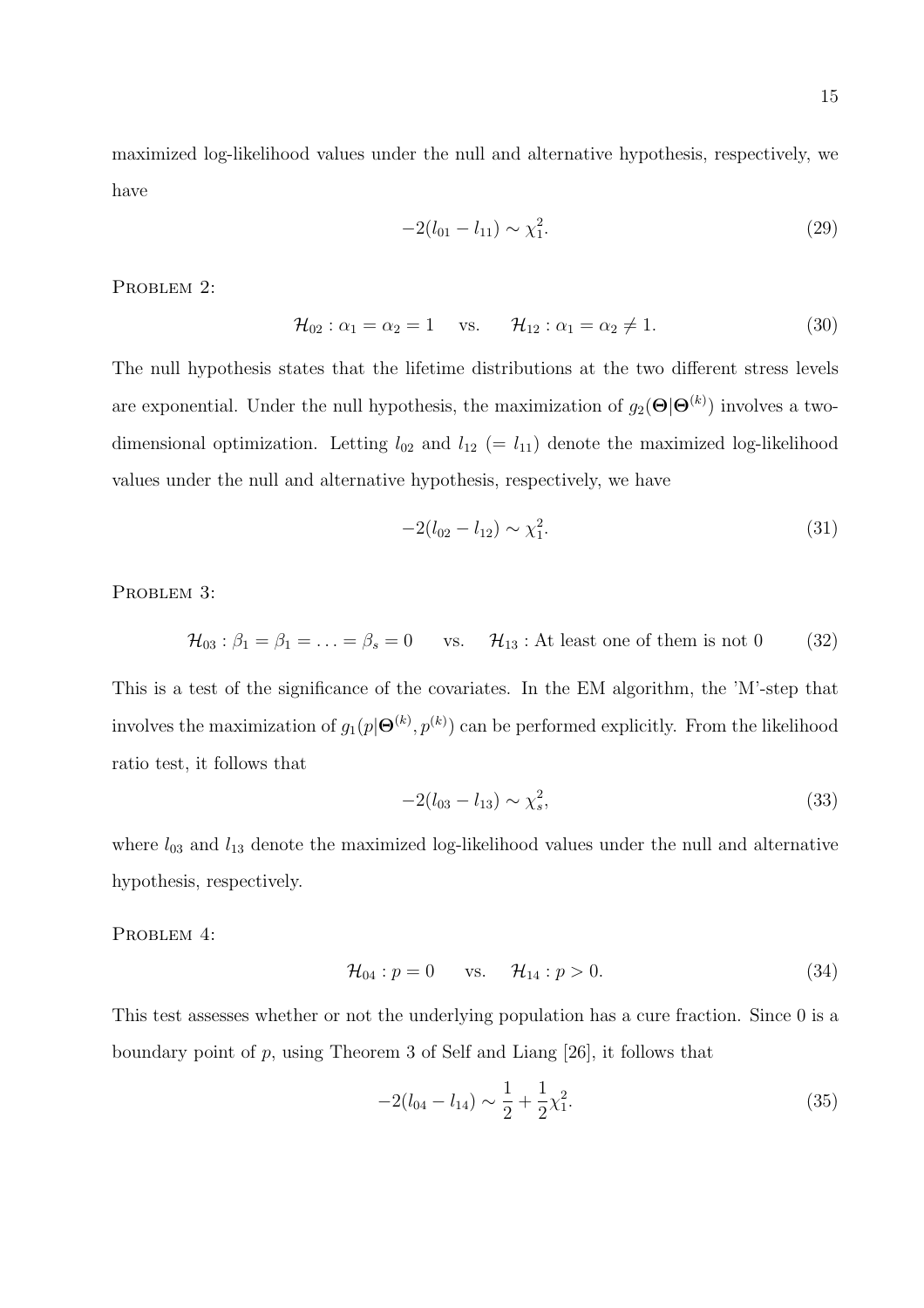maximized log-likelihood values under the null and alternative hypothesis, respectively, we have

$$-2(l_{01} - l_{11}) \sim \chi_1^2. \tag{29}$$

PROBLEM 2:

$$\mathcal{H}_{02} : \alpha_1 = \alpha_2 = 1 \quad \text{vs.} \quad \mathcal{H}_{12} : \alpha_1 = \alpha_2 \neq 1. \tag{30}$$

The null hypothesis states that the lifetime distributions at the two different stress levels are exponential. Under the null hypothesis, the maximization of $g_2(\mathbf{\Theta}|\mathbf{\Theta}^{(k)})$ involves a two-dimensional optimization. Letting $l_{02}$ and $l_{12}$ $(= l_{11})$ denote the maximized log-likelihood values under the null and alternative hypothesis, respectively, we have

$$-2(l_{02} - l_{12}) \sim \chi_1^2. \tag{31}$$

PROBLEM 3:

$$\mathcal{H}_{03} : \beta_1 = \beta_1 = \ldots = \beta_s = 0 \quad \text{vs.} \quad \mathcal{H}_{13} : \text{At least one of them is not 0} \tag{32}$$

This is a test of the significance of the covariates. In the EM algorithm, the 'M'-step that involves the maximization of $g_1(p|\mathbf{\Theta}^{(k)}, p^{(k)})$ can be performed explicitly. From the likelihood ratio test, it follows that

$$-2(l_{03} - l_{13}) \sim \chi_s^2, \tag{33}$$

where $l_{03}$ and $l_{13}$ denote the maximized log-likelihood values under the null and alternative hypothesis, respectively.

PROBLEM 4:

$$\mathcal{H}_{04} : p = 0 \quad \text{vs.} \quad \mathcal{H}_{14} : p > 0. \tag{34}$$

This test assesses whether or not the underlying population has a cure fraction. Since 0 is a boundary point of $p$, using Theorem 3 of Self and Liang [26], it follows that

$$-2(l_{04} - l_{14}) \sim \frac{1}{2} + \frac{1}{2}\chi_1^2. \tag{35}$$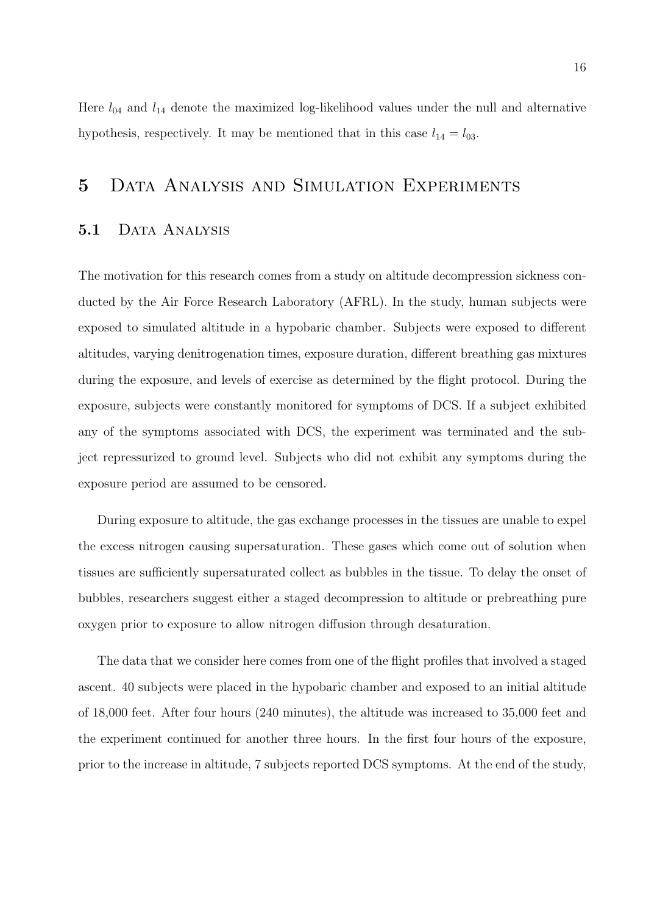Here $l_{04}$ and $l_{14}$ denote the maximized log-likelihood values under the null and alternative hypothesis, respectively. It may be mentioned that in this case $l_{14} = l_{03}$.

# 5 Data Analysis and Simulation Experiments

## 5.1 Data Analysis

The motivation for this research comes from a study on altitude decompression sickness conducted by the Air Force Research Laboratory (AFRL). In the study, human subjects were exposed to simulated altitude in a hypobaric chamber. Subjects were exposed to different altitudes, varying denitrogenation times, exposure duration, different breathing gas mixtures during the exposure, and levels of exercise as determined by the flight protocol. During the exposure, subjects were constantly monitored for symptoms of DCS. If a subject exhibited any of the symptoms associated with DCS, the experiment was terminated and the subject repressurized to ground level. Subjects who did not exhibit any symptoms during the exposure period are assumed to be censored.

During exposure to altitude, the gas exchange processes in the tissues are unable to expel the excess nitrogen causing supersaturation. These gases which come out of solution when tissues are sufficiently supersaturated collect as bubbles in the tissue. To delay the onset of bubbles, researchers suggest either a staged decompression to altitude or prebreathing pure oxygen prior to exposure to allow nitrogen diffusion through desaturation.

The data that we consider here comes from one of the flight profiles that involved a staged ascent. 40 subjects were placed in the hypobaric chamber and exposed to an initial altitude of 18,000 feet. After four hours (240 minutes), the altitude was increased to 35,000 feet and the experiment continued for another three hours. In the first four hours of the exposure, prior to the increase in altitude, 7 subjects reported DCS symptoms. At the end of the study,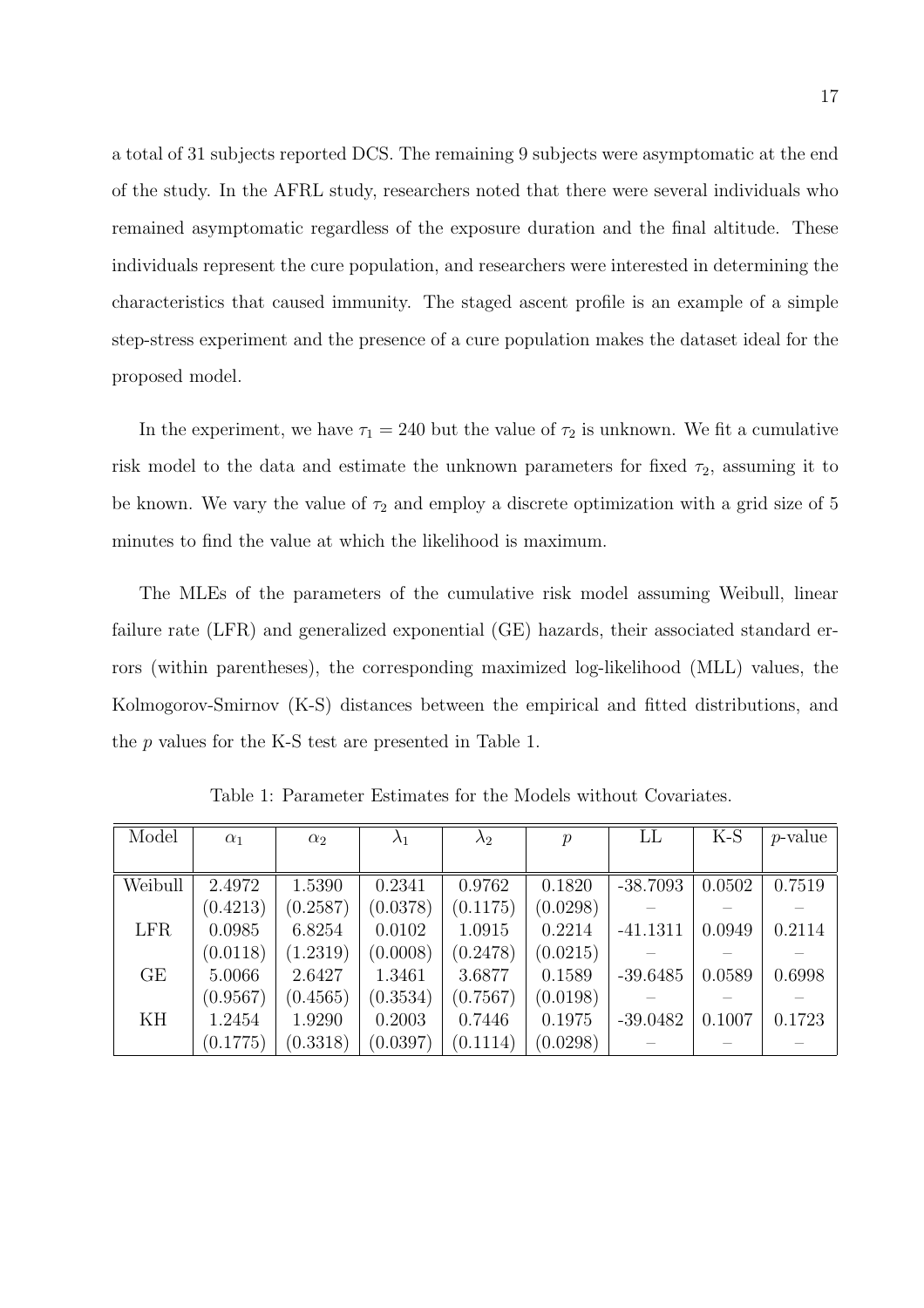a total of 31 subjects reported DCS. The remaining 9 subjects were asymptomatic at the end of the study. In the AFRL study, researchers noted that there were several individuals who remained asymptomatic regardless of the exposure duration and the final altitude. These individuals represent the cure population, and researchers were interested in determining the characteristics that caused immunity. The staged ascent profile is an example of a simple step-stress experiment and the presence of a cure population makes the dataset ideal for the proposed model.

In the experiment, we have $\tau_1 = 240$ but the value of $\tau_2$ is unknown. We fit a cumulative risk model to the data and estimate the unknown parameters for fixed $\tau_2$, assuming it to be known. We vary the value of $\tau_2$ and employ a discrete optimization with a grid size of 5 minutes to find the value at which the likelihood is maximum.

The MLEs of the parameters of the cumulative risk model assuming Weibull, linear failure rate (LFR) and generalized exponential (GE) hazards, their associated standard errors (within parentheses), the corresponding maximized log-likelihood (MLL) values, the Kolmogorov-Smirnov (K-S) distances between the empirical and fitted distributions, and the $p$ values for the K-S test are presented in Table 1.

Table 1: Parameter Estimates for the Models without Covariates.

| Model | $\alpha_1$ | $\alpha_2$ | $\lambda_1$ | $\lambda_2$ | $p$ | LL | K-S | $p$-value |
|---|---|---|---|---|---|---|---|---|
| Weibull | 2.4972 | 1.5390 | 0.2341 | 0.9762 | 0.1820 | -38.7093 | 0.0502 | 0.7519 |
| | (0.4213) | (0.2587) | (0.0378) | (0.1175) | (0.0298) | – | – | – |
| LFR | 0.0985 | 6.8254 | 0.0102 | 1.0915 | 0.2214 | -41.1311 | 0.0949 | 0.2114 |
| | (0.0118) | (1.2319) | (0.0008) | (0.2478) | (0.0215) | – | – | – |
| GE | 5.0066 | 2.6427 | 1.3461 | 3.6877 | 0.1589 | -39.6485 | 0.0589 | 0.6998 |
| | (0.9567) | (0.4565) | (0.3534) | (0.7567) | (0.0198) | – | – | – |
| KH | 1.2454 | 1.9290 | 0.2003 | 0.7446 | 0.1975 | -39.0482 | 0.1007 | 0.1723 |
| | (0.1775) | (0.3318) | (0.0397) | (0.1114) | (0.0298) | – | – | – |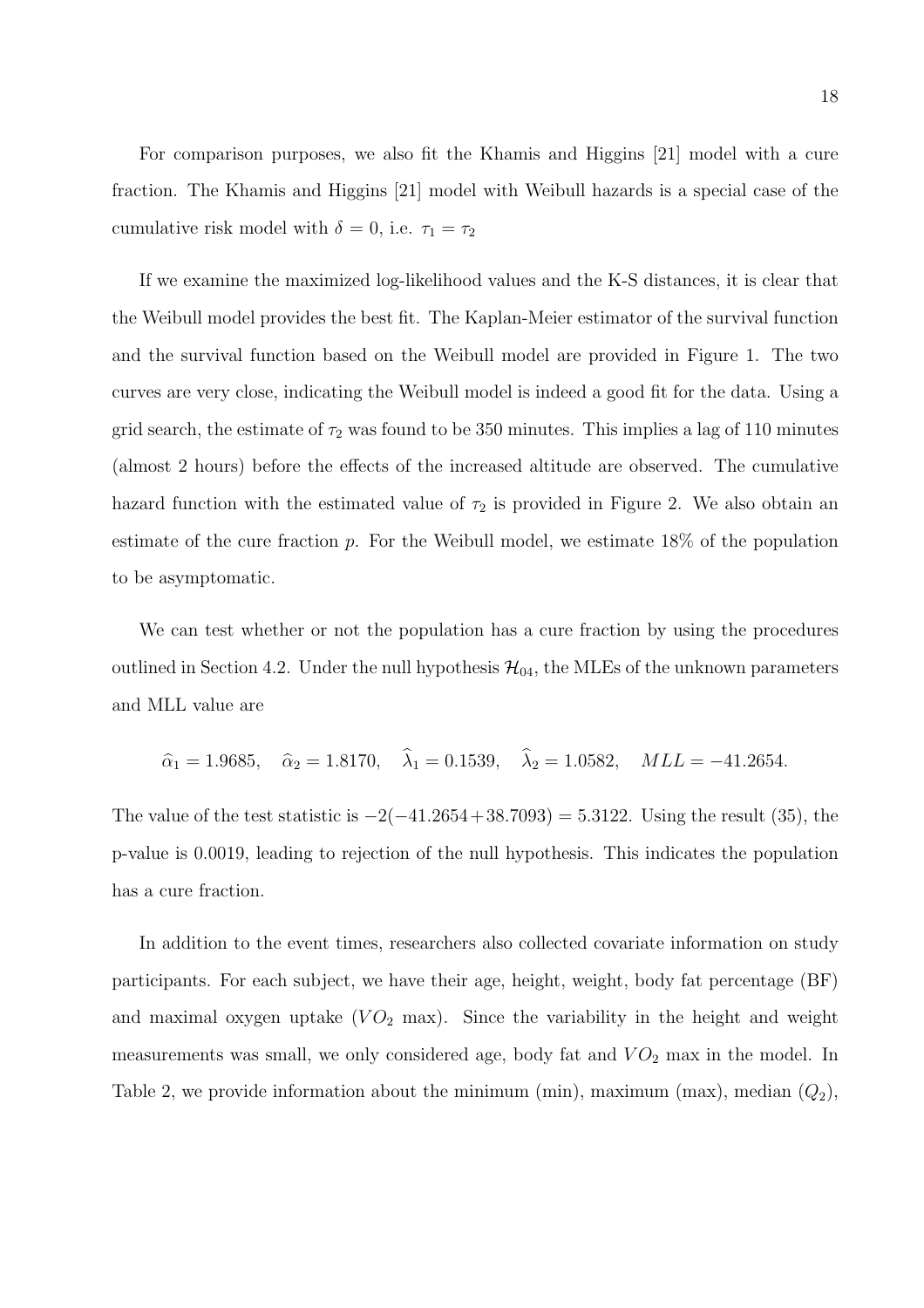For comparison purposes, we also fit the Khamis and Higgins [21] model with a cure fraction. The Khamis and Higgins [21] model with Weibull hazards is a special case of the cumulative risk model with $\delta = 0$, i.e. $\tau_1 = \tau_2$

If we examine the maximized log-likelihood values and the K-S distances, it is clear that the Weibull model provides the best fit. The Kaplan-Meier estimator of the survival function and the survival function based on the Weibull model are provided in Figure 1. The two curves are very close, indicating the Weibull model is indeed a good fit for the data. Using a grid search, the estimate of $\tau_2$ was found to be 350 minutes. This implies a lag of 110 minutes (almost 2 hours) before the effects of the increased altitude are observed. The cumulative hazard function with the estimated value of $\tau_2$ is provided in Figure 2. We also obtain an estimate of the cure fraction $p$. For the Weibull model, we estimate 18% of the population to be asymptomatic.

We can test whether or not the population has a cure fraction by using the procedures outlined in Section 4.2. Under the null hypothesis $\mathcal{H}_{04}$, the MLEs of the unknown parameters and MLL value are

$$\widehat{\alpha}_1 = 1.9685, \quad \widehat{\alpha}_2 = 1.8170, \quad \widehat{\lambda}_1 = 0.1539, \quad \widehat{\lambda}_2 = 1.0582, \quad MLL = -41.2654.$$

The value of the test statistic is $-2(-41.2654 + 38.7093) = 5.3122$. Using the result (35), the p-value is 0.0019, leading to rejection of the null hypothesis. This indicates the population has a cure fraction.

In addition to the event times, researchers also collected covariate information on study participants. For each subject, we have their age, height, weight, body fat percentage (BF) and maximal oxygen uptake ($VO_2$ max). Since the variability in the height and weight measurements was small, we only considered age, body fat and $VO_2$ max in the model. In Table 2, we provide information about the minimum (min), maximum (max), median ($Q_2$),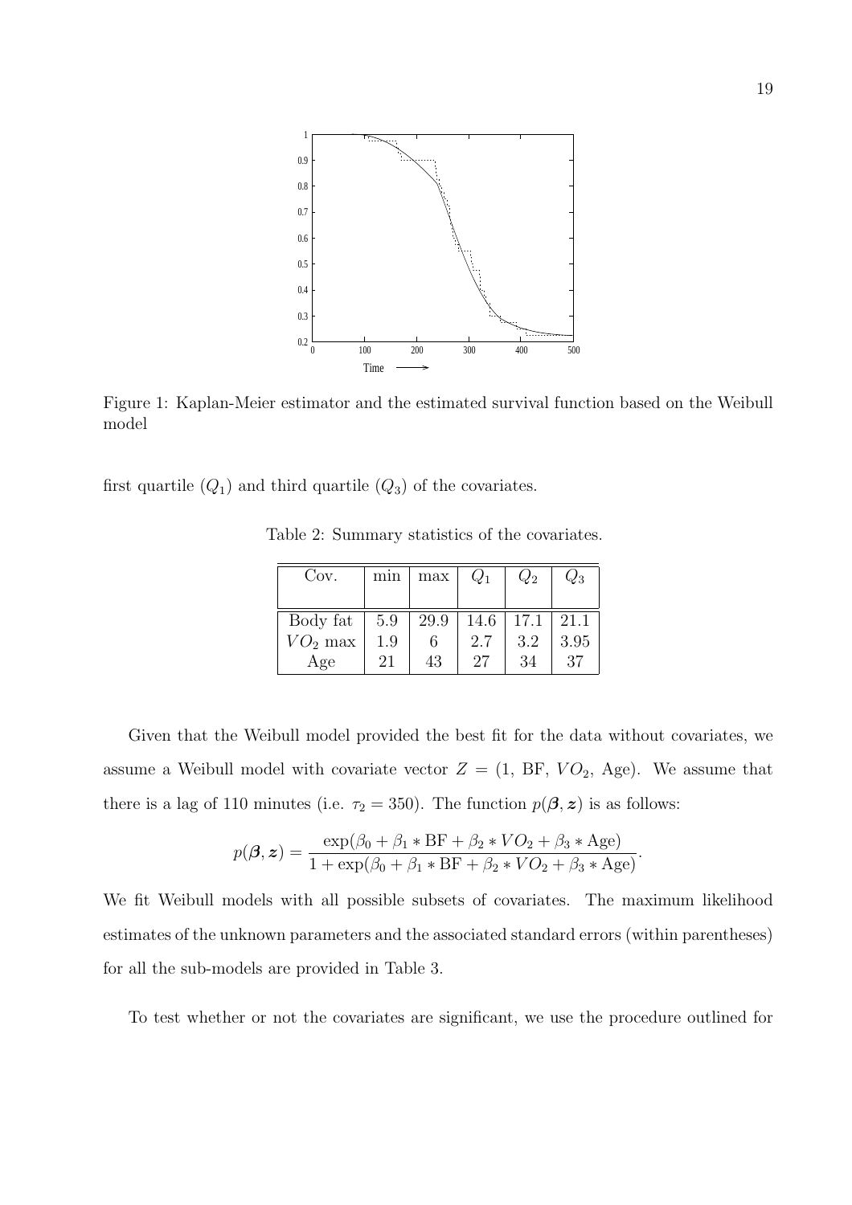Figure 1: Kaplan-Meier estimator and the estimated survival function based on the Weibull model

first quartile ($Q_1$) and third quartile ($Q_3$) of the covariates.

Table 2: Summary statistics of the covariates.

| Cov. | min | max | $Q_1$ | $Q_2$ | $Q_3$ |
|---|---|---|---|---|---|
| Body fat | 5.9 | 29.9 | 14.6 | 17.1 | 21.1 |
| $VO_2$ max | 1.9 | 6 | 2.7 | 3.2 | 3.95 |
| Age | 21 | 43 | 27 | 34 | 37 |

Given that the Weibull model provided the best fit for the data without covariates, we assume a Weibull model with covariate vector $Z = (1, \text{BF}, VO_2, \text{Age})$. We assume that there is a lag of 110 minutes (i.e. $\tau_2 = 350$). The function $p(\boldsymbol{\beta}, \boldsymbol{z})$ is as follows:

$$p(\boldsymbol{\beta}, \boldsymbol{z}) = \frac{\exp(\beta_0 + \beta_1 * \text{BF} + \beta_2 * VO_2 + \beta_3 * \text{Age})}{1 + \exp(\beta_0 + \beta_1 * \text{BF} + \beta_2 * VO_2 + \beta_3 * \text{Age})}.$$

We fit Weibull models with all possible subsets of covariates. The maximum likelihood estimates of the unknown parameters and the associated standard errors (within parentheses) for all the sub-models are provided in Table 3.

To test whether or not the covariates are significant, we use the procedure outlined for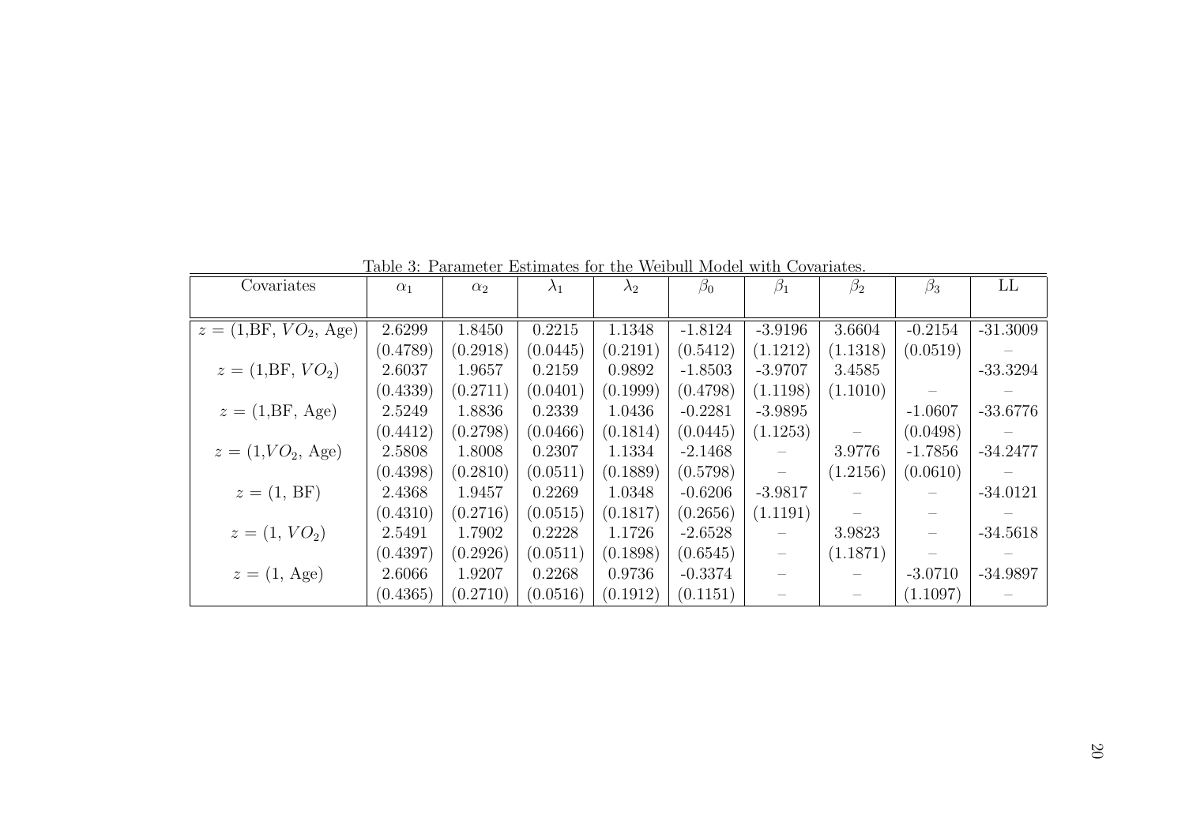Table 3: Parameter Estimates for the Weibull Model with Covariates.

| Covariates | $\alpha_1$ | $\alpha_2$ | $\lambda_1$ | $\lambda_2$ | $\beta_0$ | $\beta_1$ | $\beta_2$ | $\beta_3$ | LL |
|---|---|---|---|---|---|---|---|---|---|
| $z = (1,\text{BF}, VO_2, \text{Age})$ | 2.6299 | 1.8450 | 0.2215 | 1.1348 | -1.8124 | -3.9196 | 3.6604 | -0.2154 | -31.3009 |
| | (0.4789) | (0.2918) | (0.0445) | (0.2191) | (0.5412) | (1.1212) | (1.1318) | (0.0519) | – |
| $z = (1,\text{BF}, VO_2)$ | 2.6037 | 1.9657 | 0.2159 | 0.9892 | -1.8503 | -3.9707 | 3.4585 | | -33.3294 |
| | (0.4339) | (0.2711) | (0.0401) | (0.1999) | (0.4798) | (1.1198) | (1.1010) | – | – |
| $z = (1,\text{BF}, \text{Age})$ | 2.5249 | 1.8836 | 0.2339 | 1.0436 | -0.2281 | -3.9895 | | -1.0607 | -33.6776 |
| | (0.4412) | (0.2798) | (0.0466) | (0.1814) | (0.0445) | (1.1253) | – | (0.0498) | – |
| $z = (1,VO_2, \text{Age})$ | 2.5808 | 1.8008 | 0.2307 | 1.1334 | -2.1468 | – | 3.9776 | -1.7856 | -34.2477 |
| | (0.4398) | (0.2810) | (0.0511) | (0.1889) | (0.5798) | – | (1.2156) | (0.0610) | – |
| $z = (1, \text{BF})$ | 2.4368 | 1.9457 | 0.2269 | 1.0348 | -0.6206 | -3.9817 | – | – | -34.0121 |
| | (0.4310) | (0.2716) | (0.0515) | (0.1817) | (0.2656) | (1.1191) | – | – | – |
| $z = (1, VO_2)$ | 2.5491 | 1.7902 | 0.2228 | 1.1726 | -2.6528 | – | 3.9823 | – | -34.5618 |
| | (0.4397) | (0.2926) | (0.0511) | (0.1898) | (0.6545) | – | (1.1871) | – | – |
| $z = (1, \text{Age})$ | 2.6066 | 1.9207 | 0.2268 | 0.9736 | -0.3374 | – | – | -3.0710 | -34.9897 |
| | (0.4365) | (0.2710) | (0.0516) | (0.1912) | (0.1151) | – | – | (1.1097) | – |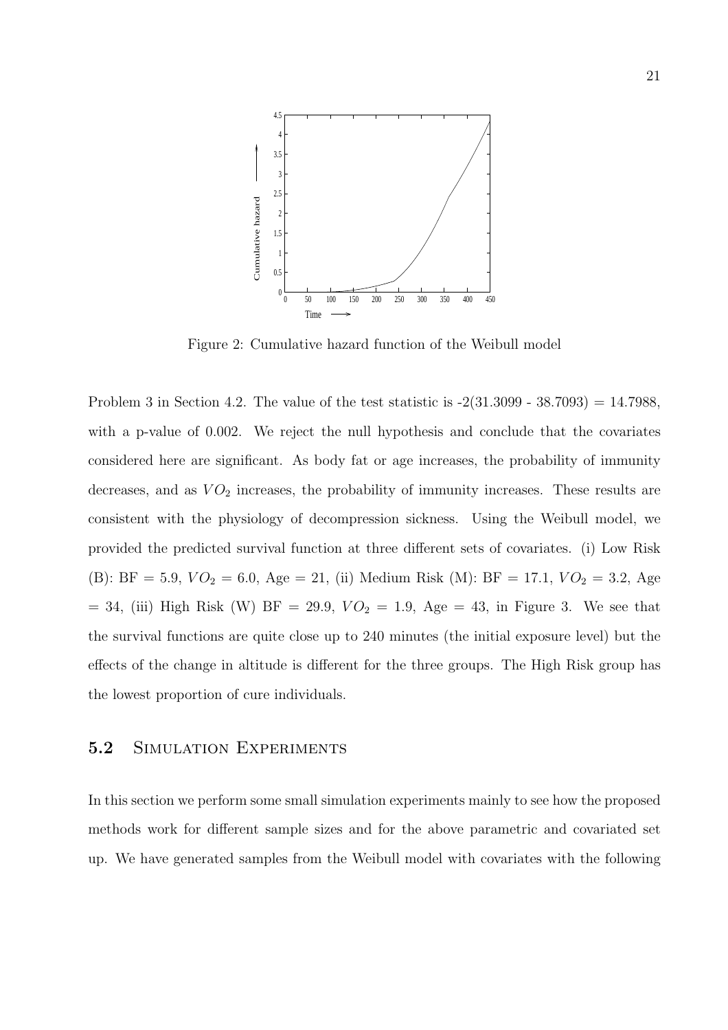Figure 2: Cumulative hazard function of the Weibull model

Problem 3 in Section 4.2. The value of the test statistic is -2(31.3099 - 38.7093) = 14.7988, with a p-value of 0.002. We reject the null hypothesis and conclude that the covariates considered here are significant. As body fat or age increases, the probability of immunity decreases, and as $VO_2$ increases, the probability of immunity increases. These results are consistent with the physiology of decompression sickness. Using the Weibull model, we provided the predicted survival function at three different sets of covariates. (i) Low Risk (B): BF = 5.9, $VO_2$ = 6.0, Age = 21, (ii) Medium Risk (M): BF = 17.1, $VO_2$ = 3.2, Age = 34, (iii) High Risk (W) BF = 29.9, $VO_2$ = 1.9, Age = 43, in Figure 3. We see that the survival functions are quite close up to 240 minutes (the initial exposure level) but the effects of the change in altitude is different for the three groups. The High Risk group has the lowest proportion of cure individuals.

## 5.2 Simulation Experiments

In this section we perform some small simulation experiments mainly to see how the proposed methods work for different sample sizes and for the above parametric and covariated set up. We have generated samples from the Weibull model with covariates with the following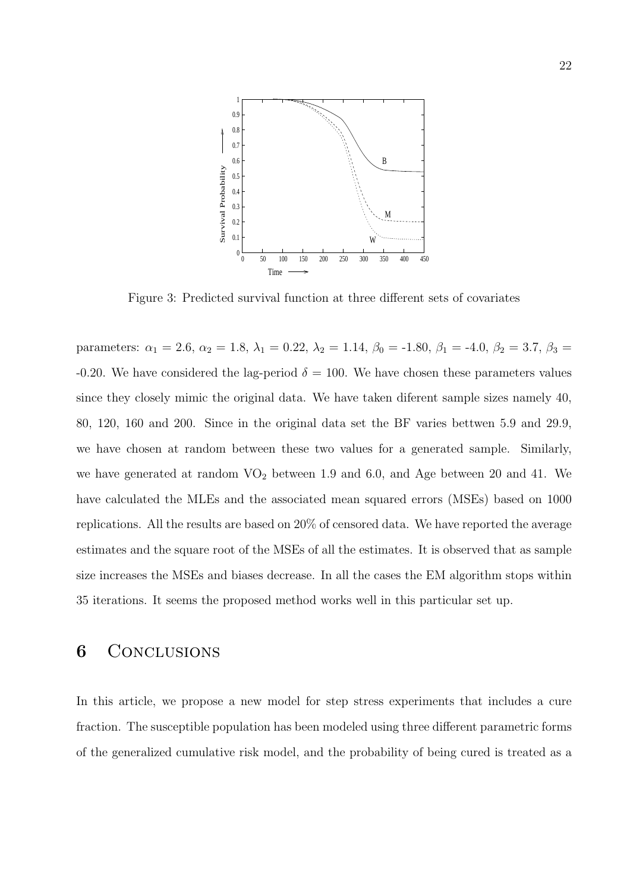Figure 3: Predicted survival function at three different sets of covariates

parameters: $\alpha_1$ = 2.6, $\alpha_2$ = 1.8, $\lambda_1$ = 0.22, $\lambda_2$ = 1.14, $\beta_0$ = -1.80, $\beta_1$ = -4.0, $\beta_2$ = 3.7, $\beta_3$ = -0.20. We have considered the lag-period $\delta$ = 100. We have chosen these parameters values since they closely mimic the original data. We have taken diferent sample sizes namely 40, 80, 120, 160 and 200. Since in the original data set the BF varies bettwen 5.9 and 29.9, we have chosen at random between these two values for a generated sample. Similarly, we have generated at random $VO_2$ between 1.9 and 6.0, and Age between 20 and 41. We have calculated the MLEs and the associated mean squared errors (MSEs) based on 1000 replications. All the results are based on 20% of censored data. We have reported the average estimates and the square root of the MSEs of all the estimates. It is observed that as sample size increases the MSEs and biases decrease. In all the cases the EM algorithm stops within 35 iterations. It seems the proposed method works well in this particular set up.

## 6 Conclusions

In this article, we propose a new model for step stress experiments that includes a cure fraction. The susceptible population has been modeled using three different parametric forms of the generalized cumulative risk model, and the probability of being cured is treated as a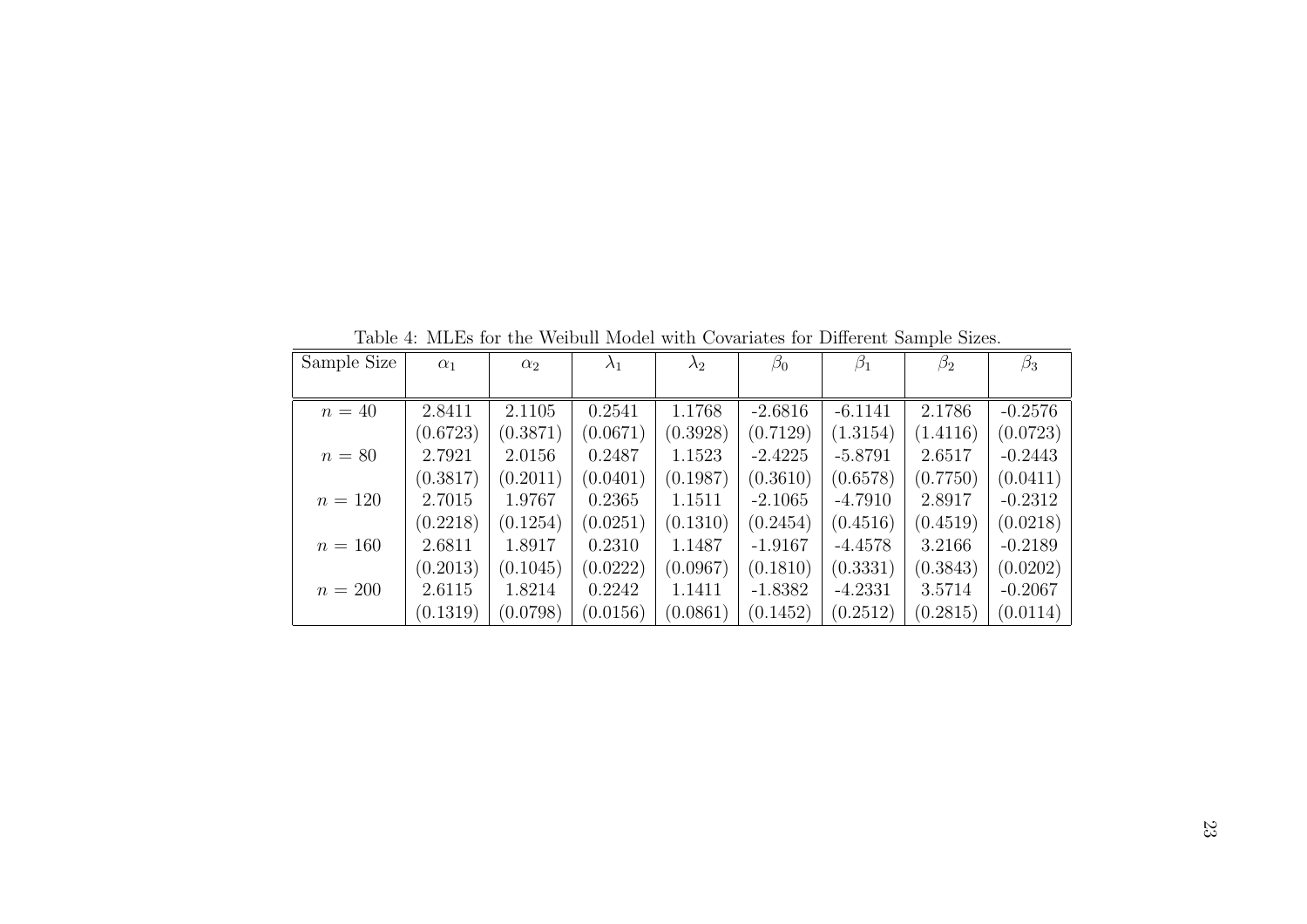Table 4: MLEs for the Weibull Model with Covariates for Different Sample Sizes.

| Sample Size | $\alpha_1$ | $\alpha_2$ | $\lambda_1$ | $\lambda_2$ | $\beta_0$ | $\beta_1$ | $\beta_2$ | $\beta_3$ |
|---|---|---|---|---|---|---|---|---|
| $n = 40$ | 2.8411 | 2.1105 | 0.2541 | 1.1768 | -2.6816 | -6.1141 | 2.1786 | -0.2576 |
| | (0.6723) | (0.3871) | (0.0671) | (0.3928) | (0.7129) | (1.3154) | (1.4116) | (0.0723) |
| $n = 80$ | 2.7921 | 2.0156 | 0.2487 | 1.1523 | -2.4225 | -5.8791 | 2.6517 | -0.2443 |
| | (0.3817) | (0.2011) | (0.0401) | (0.1987) | (0.3610) | (0.6578) | (0.7750) | (0.0411) |
| $n = 120$ | 2.7015 | 1.9767 | 0.2365 | 1.1511 | -2.1065 | -4.7910 | 2.8917 | -0.2312 |
| | (0.2218) | (0.1254) | (0.0251) | (0.1310) | (0.2454) | (0.4516) | (0.4519) | (0.0218) |
| $n = 160$ | 2.6811 | 1.8917 | 0.2310 | 1.1487 | -1.9167 | -4.4578 | 3.2166 | -0.2189 |
| | (0.2013) | (0.1045) | (0.0222) | (0.0967) | (0.1810) | (0.3331) | (0.3843) | (0.0202) |
| $n = 200$ | 2.6115 | 1.8214 | 0.2242 | 1.1411 | -1.8382 | -4.2331 | 3.5714 | -0.2067 |
| | (0.1319) | (0.0798) | (0.0156) | (0.0861) | (0.1452) | (0.2512) | (0.2815) | (0.0114) |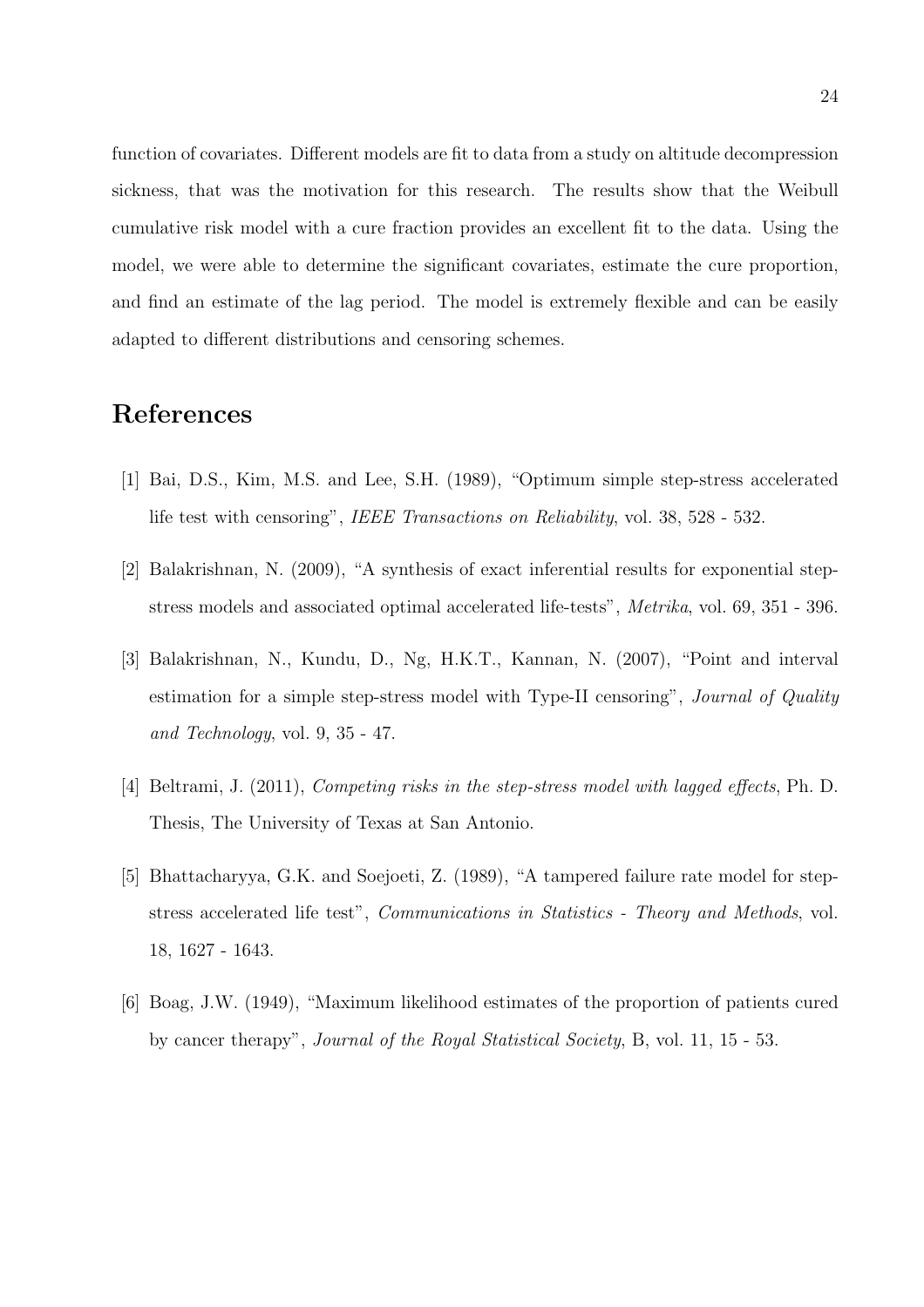function of covariates. Different models are fit to data from a study on altitude decompression sickness, that was the motivation for this research. The results show that the Weibull cumulative risk model with a cure fraction provides an excellent fit to the data. Using the model, we were able to determine the significant covariates, estimate the cure proportion, and find an estimate of the lag period. The model is extremely flexible and can be easily adapted to different distributions and censoring schemes.

# References

[1] Bai, D.S., Kim, M.S. and Lee, S.H. (1989), "Optimum simple step-stress accelerated life test with censoring", *IEEE Transactions on Reliability*, vol. 38, 528 - 532.

[2] Balakrishnan, N. (2009), "A synthesis of exact inferential results for exponential step-stress models and associated optimal accelerated life-tests", *Metrika*, vol. 69, 351 - 396.

[3] Balakrishnan, N., Kundu, D., Ng, H.K.T., Kannan, N. (2007), "Point and interval estimation for a simple step-stress model with Type-II censoring", *Journal of Quality and Technology*, vol. 9, 35 - 47.

[4] Beltrami, J. (2011), *Competing risks in the step-stress model with lagged effects*, Ph. D. Thesis, The University of Texas at San Antonio.

[5] Bhattacharyya, G.K. and Soejoeti, Z. (1989), "A tampered failure rate model for step-stress accelerated life test", *Communications in Statistics - Theory and Methods*, vol. 18, 1627 - 1643.

[6] Boag, J.W. (1949), "Maximum likelihood estimates of the proportion of patients cured by cancer therapy", *Journal of the Royal Statistical Society*, B, vol. 11, 15 - 53.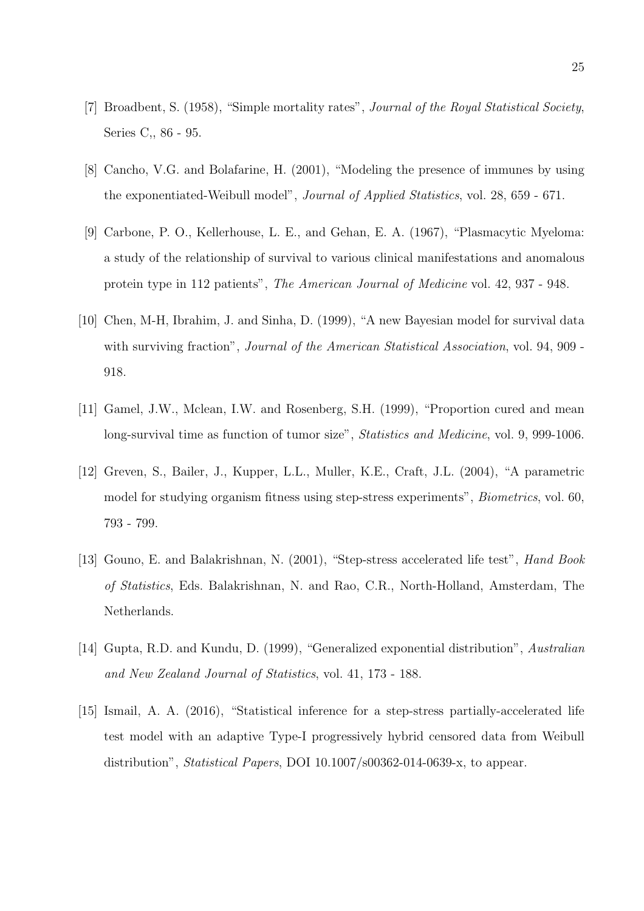[7] Broadbent, S. (1958), "Simple mortality rates", *Journal of the Royal Statistical Society*, Series C,, 86 - 95.

[8] Cancho, V.G. and Bolafarine, H. (2001), "Modeling the presence of immunes by using the exponentiated-Weibull model", *Journal of Applied Statistics*, vol. 28, 659 - 671.

[9] Carbone, P. O., Kellerhouse, L. E., and Gehan, E. A. (1967), "Plasmacytic Myeloma: a study of the relationship of survival to various clinical manifestations and anomalous protein type in 112 patients", *The American Journal of Medicine* vol. 42, 937 - 948.

[10] Chen, M-H, Ibrahim, J. and Sinha, D. (1999), "A new Bayesian model for survival data with surviving fraction", *Journal of the American Statistical Association*, vol. 94, 909 - 918.

[11] Gamel, J.W., Mclean, I.W. and Rosenberg, S.H. (1999), "Proportion cured and mean long-survival time as function of tumor size", *Statistics and Medicine*, vol. 9, 999-1006.

[12] Greven, S., Bailer, J., Kupper, L.L., Muller, K.E., Craft, J.L. (2004), "A parametric model for studying organism fitness using step-stress experiments", *Biometrics*, vol. 60, 793 - 799.

[13] Gouno, E. and Balakrishnan, N. (2001), "Step-stress accelerated life test", *Hand Book of Statistics*, Eds. Balakrishnan, N. and Rao, C.R., North-Holland, Amsterdam, The Netherlands.

[14] Gupta, R.D. and Kundu, D. (1999), "Generalized exponential distribution", *Australian and New Zealand Journal of Statistics*, vol. 41, 173 - 188.

[15] Ismail, A. A. (2016), "Statistical inference for a step-stress partially-accelerated life test model with an adaptive Type-I progressively hybrid censored data from Weibull distribution", *Statistical Papers*, DOI 10.1007/s00362-014-0639-x, to appear.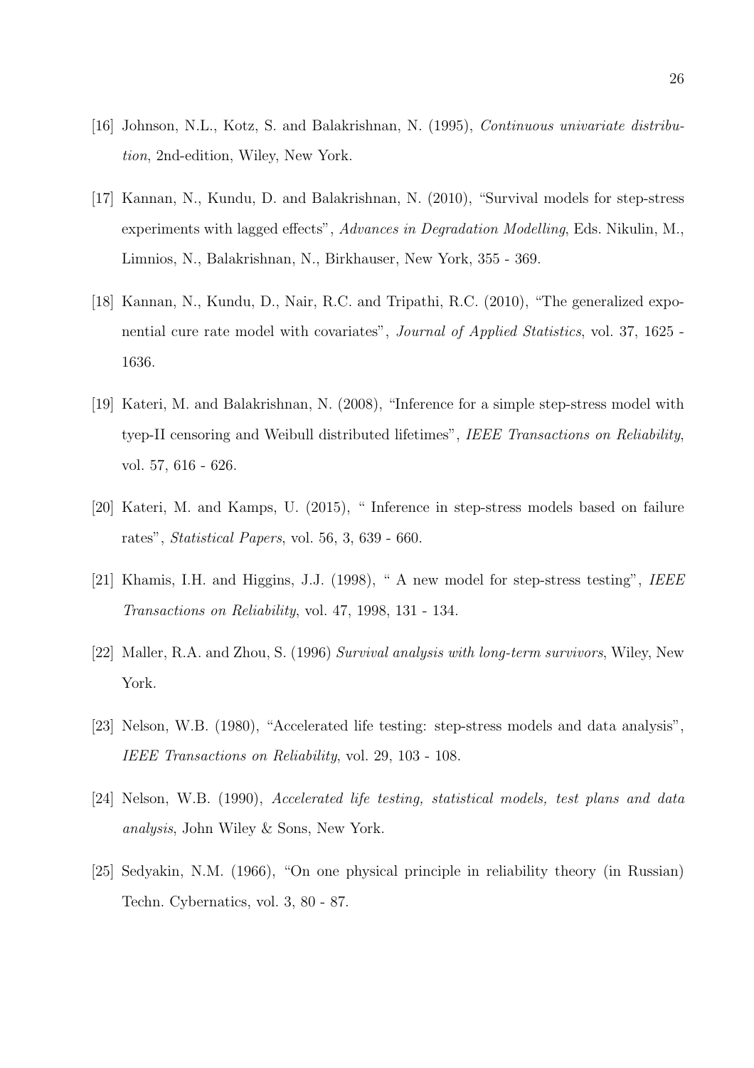[16] Johnson, N.L., Kotz, S. and Balakrishnan, N. (1995), *Continuous univariate distribution*, 2nd-edition, Wiley, New York.

[17] Kannan, N., Kundu, D. and Balakrishnan, N. (2010), "Survival models for step-stress experiments with lagged effects", *Advances in Degradation Modelling*, Eds. Nikulin, M., Limnios, N., Balakrishnan, N., Birkhauser, New York, 355 - 369.

[18] Kannan, N., Kundu, D., Nair, R.C. and Tripathi, R.C. (2010), "The generalized exponential cure rate model with covariates", *Journal of Applied Statistics*, vol. 37, 1625 - 1636.

[19] Kateri, M. and Balakrishnan, N. (2008), "Inference for a simple step-stress model with tyep-II censoring and Weibull distributed lifetimes", *IEEE Transactions on Reliability*, vol. 57, 616 - 626.

[20] Kateri, M. and Kamps, U. (2015), " Inference in step-stress models based on failure rates", *Statistical Papers*, vol. 56, 3, 639 - 660.

[21] Khamis, I.H. and Higgins, J.J. (1998), " A new model for step-stress testing", *IEEE Transactions on Reliability*, vol. 47, 1998, 131 - 134.

[22] Maller, R.A. and Zhou, S. (1996) *Survival analysis with long-term survivors*, Wiley, New York.

[23] Nelson, W.B. (1980), "Accelerated life testing: step-stress models and data analysis", *IEEE Transactions on Reliability*, vol. 29, 103 - 108.

[24] Nelson, W.B. (1990), *Accelerated life testing, statistical models, test plans and data analysis*, John Wiley & Sons, New York.

[25] Sedyakin, N.M. (1966), "On one physical principle in reliability theory (in Russian) Techn. Cybernatics, vol. 3, 80 - 87.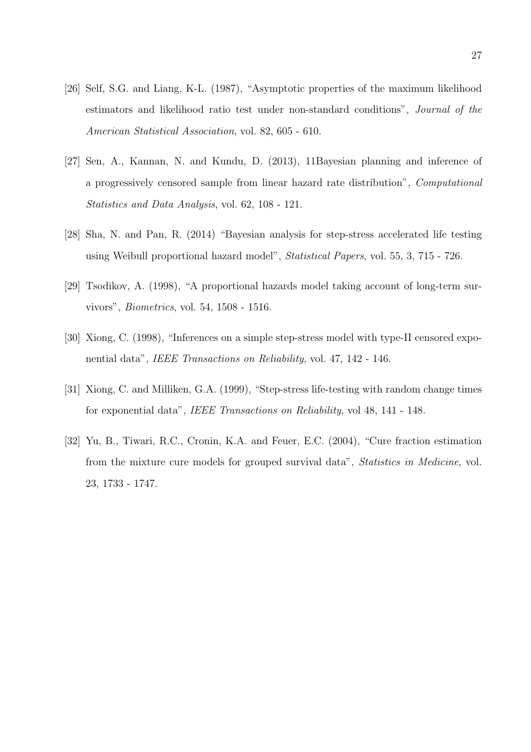[26] Self, S.G. and Liang, K-L. (1987), "Asymptotic properties of the maximum likelihood estimators and likelihood ratio test under non-standard conditions", *Journal of the American Statistical Association*, vol. 82, 605 - 610.

[27] Sen, A., Kannan, N. and Kundu, D. (2013), 11Bayesian planning and inference of a progressively censored sample from linear hazard rate distribution", *Computational Statistics and Data Analysis*, vol. 62, 108 - 121.

[28] Sha, N. and Pan, R. (2014) "Bayesian analysis for step-stress accelerated life testing using Weibull proportional hazard model", *Statistical Papers*, vol. 55, 3, 715 - 726.

[29] Tsodikov, A. (1998), "A proportional hazards model taking account of long-term survivors", *Biometrics*, vol. 54, 1508 - 1516.

[30] Xiong, C. (1998), "Inferences on a simple step-stress model with type-II censored exponential data", *IEEE Transactions on Reliability*, vol. 47, 142 - 146.

[31] Xiong, C. and Milliken, G.A. (1999), "Step-stress life-testing with random change times for exponential data", *IEEE Transactions on Reliability*, vol 48, 141 - 148.

[32] Yu, B., Tiwari, R.C., Cronin, K.A. and Feuer, E.C. (2004), "Cure fraction estimation from the mixture cure models for grouped survival data", *Statistics in Medicine*, vol. 23, 1733 - 1747.